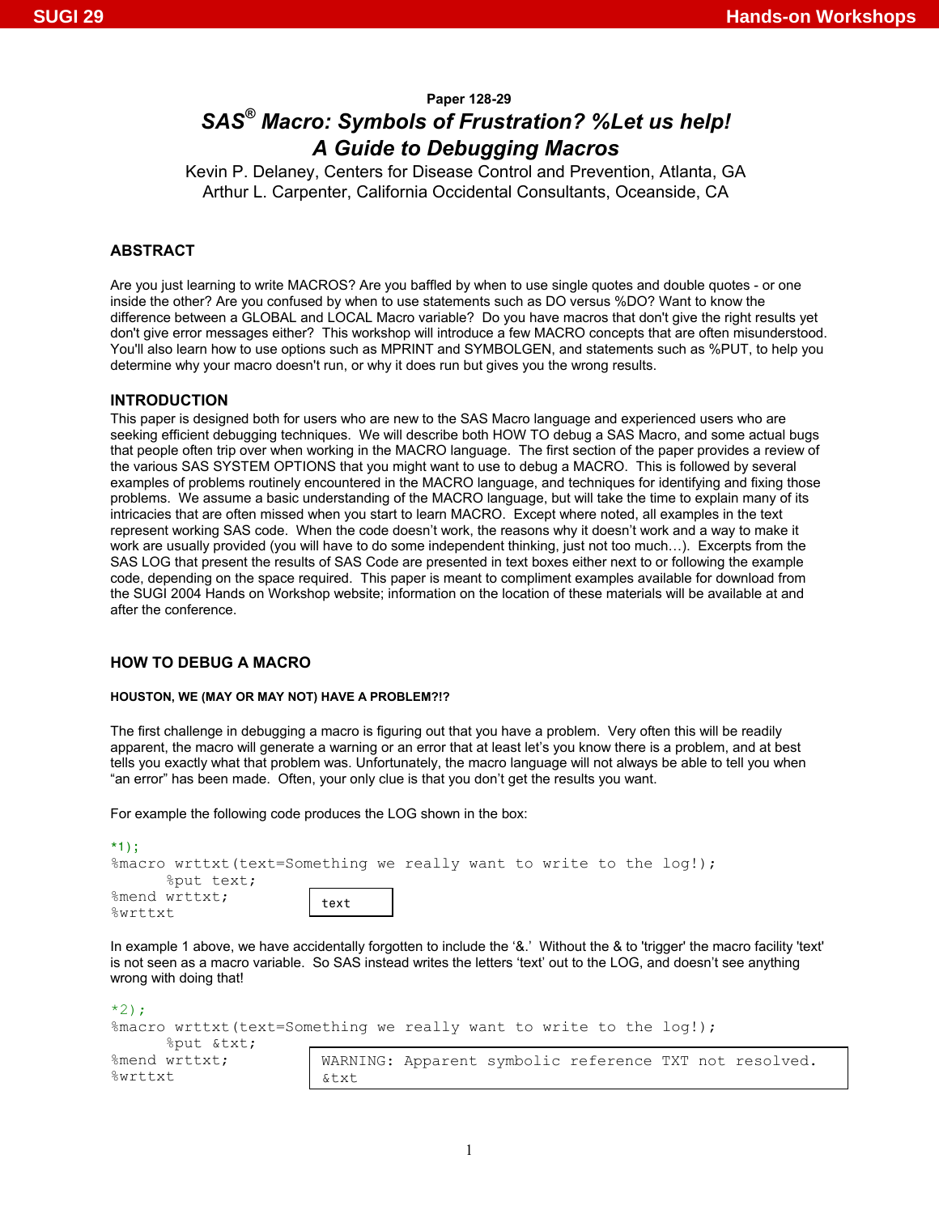Paper 128-29

# SAS® Macro: Symbols of Frustration? %Let us help! A Guide to Debugging Macros

Kevin P. Delaney, Centers for Disease Control and Prevention, Atlanta, GA
Arthur L. Carpenter, California Occidental Consultants, Oceanside, CA

## ABSTRACT

Are you just learning to write MACROS? Are you baffled by when to use single quotes and double quotes - or one inside the other? Are you confused by when to use statements such as DO versus %DO? Want to know the difference between a GLOBAL and LOCAL Macro variable? Do you have macros that don't give the right results yet don't give error messages either? This workshop will introduce a few MACRO concepts that are often misunderstood. You'll also learn how to use options such as MPRINT and SYMBOLGEN, and statements such as %PUT, to help you determine why your macro doesn't run, or why it does run but gives you the wrong results.

## INTRODUCTION

This paper is designed both for users who are new to the SAS Macro language and experienced users who are seeking efficient debugging techniques. We will describe both HOW TO debug a SAS Macro, and some actual bugs that people often trip over when working in the MACRO language. The first section of the paper provides a review of the various SAS SYSTEM OPTIONS that you might want to use to debug a MACRO. This is followed by several examples of problems routinely encountered in the MACRO language, and techniques for identifying and fixing those problems. We assume a basic understanding of the MACRO language, but will take the time to explain many of its intricacies that are often missed when you start to learn MACRO. Except where noted, all examples in the text represent working SAS code. When the code doesn't work, the reasons why it doesn't work and a way to make it work are usually provided (you will have to do some independent thinking, just not too much…). Excerpts from the SAS LOG that present the results of SAS Code are presented in text boxes either next to or following the example code, depending on the space required. This paper is meant to compliment examples available for download from the SUGI 2004 Hands on Workshop website; information on the location of these materials will be available at and after the conference.

## HOW TO DEBUG A MACRO

#### HOUSTON, WE (MAY OR MAY NOT) HAVE A PROBLEM?!?

The first challenge in debugging a macro is figuring out that you have a problem. Very often this will be readily apparent, the macro will generate a warning or an error that at least let's you know there is a problem, and at best tells you exactly what that problem was. Unfortunately, the macro language will not always be able to tell you when "an error" has been made. Often, your only clue is that you don't get the results you want.

For example the following code produces the LOG shown in the box:

```
*1);
%macro wrttxt(text=Something we really want to write to the log!);
      %put text;
%mend wrttxt;
%wrttxt
```

```
text
```

In example 1 above, we have accidentally forgotten to include the '&.' Without the & to 'trigger' the macro facility 'text' is not seen as a macro variable. So SAS instead writes the letters 'text' out to the LOG, and doesn't see anything wrong with doing that!

```
*2);
%macro wrttxt(text=Something we really want to write to the log!);
      %put &txt;
%mend wrttxt;
%wrttxt
```

```
WARNING: Apparent symbolic reference TXT not resolved.
&txt
```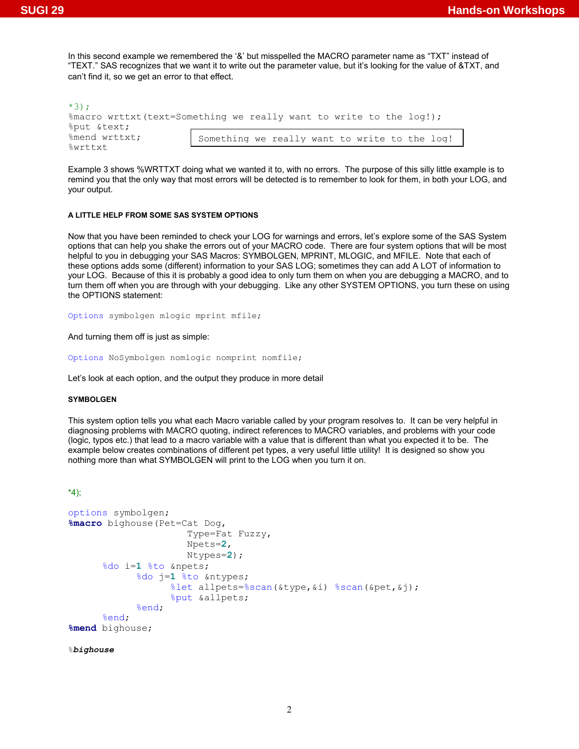In this second example we remembered the '&' but misspelled the MACRO parameter name as "TXT" instead of "TEXT." SAS recognizes that we want it to write out the parameter value, but it's looking for the value of &TXT, and can't find it, so we get an error to that effect.

```
*3);
%macro wrttxt(text=Something we really want to write to the log!);
%put &text;
%mend wrttxt;
%wrttxt
```

```
Something we really want to write to the log!
```

Example 3 shows %WRTTXT doing what we wanted it to, with no errors. The purpose of this silly little example is to remind you that the only way that most errors will be detected is to remember to look for them, in both your LOG, and your output.

#### A LITTLE HELP FROM SOME SAS SYSTEM OPTIONS

Now that you have been reminded to check your LOG for warnings and errors, let's explore some of the SAS System options that can help you shake the errors out of your MACRO code. There are four system options that will be most helpful to you in debugging your SAS Macros: SYMBOLGEN, MPRINT, MLOGIC, and MFILE. Note that each of these options adds some (different) information to your SAS LOG; sometimes they can add A LOT of information to your LOG. Because of this it is probably a good idea to only turn them on when you are debugging a MACRO, and to turn them off when you are through with your debugging. Like any other SYSTEM OPTIONS, you turn these on using the OPTIONS statement:

```
Options symbolgen mlogic mprint mfile;
```

And turning them off is just as simple:

```
Options NoSymbolgen nomlogic nomprint nomfile;
```

Let's look at each option, and the output they produce in more detail

#### SYMBOLGEN

This system option tells you what each Macro variable called by your program resolves to. It can be very helpful in diagnosing problems with MACRO quoting, indirect references to MACRO variables, and problems with your code (logic, typos etc.) that lead to a macro variable with a value that is different than what you expected it to be. The example below creates combinations of different pet types, a very useful little utility! It is designed so show you nothing more than what SYMBOLGEN will print to the LOG when you turn it on.

```
*4);

options symbolgen;
%macro bighouse(Pet=Cat Dog,
                Type=Fat Fuzzy,
                Npets=2,
                Ntypes=2);
      %do i=1 %to &npets;
            %do j=1 %to &ntypes;
                  %let allpets=%scan(&type,&i) %scan(&pet,&j);
                  %put &allpets;
            %end;
      %end;
%mend bighouse;

%bighouse
```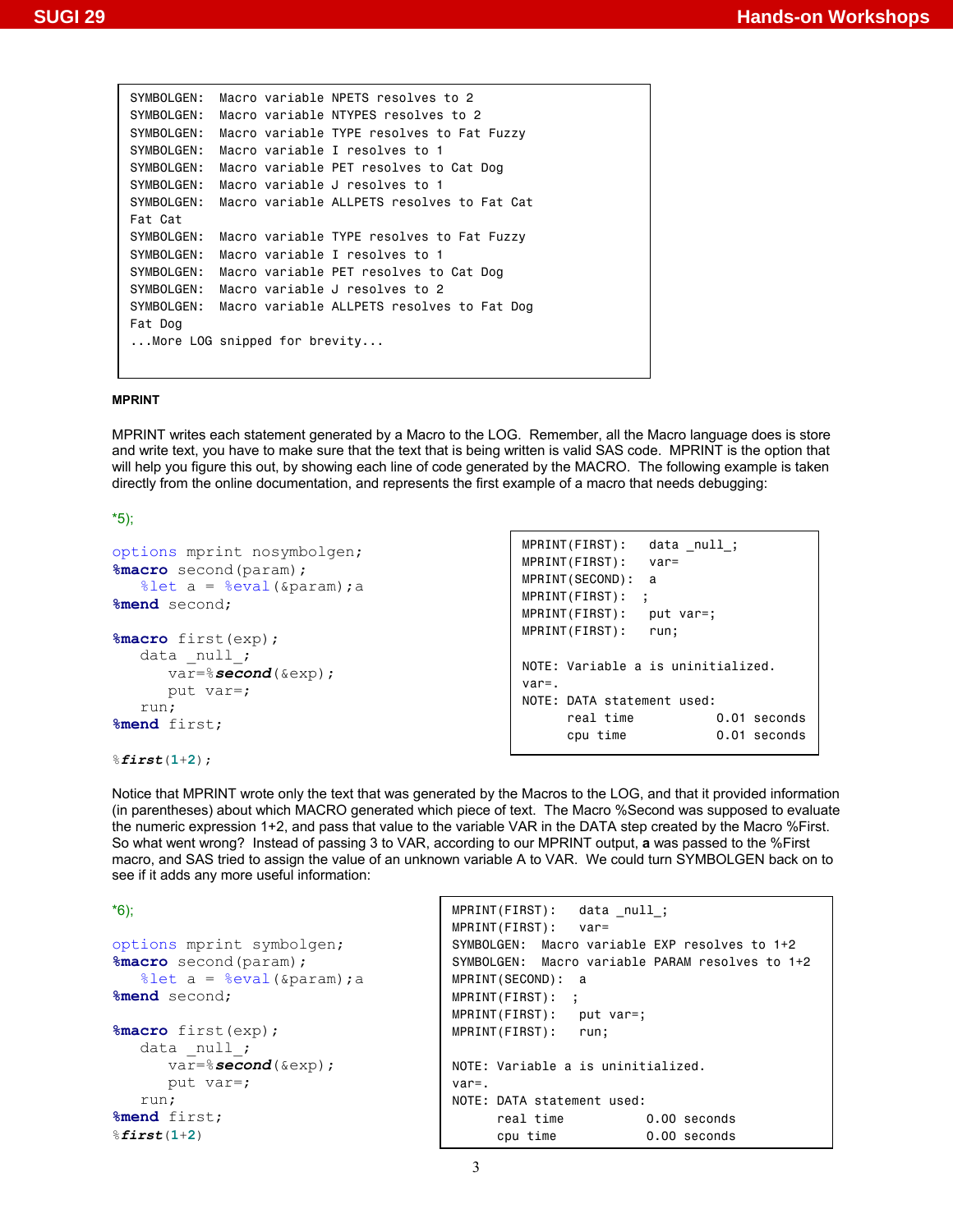```
SYMBOLGEN:  Macro variable NPETS resolves to 2
SYMBOLGEN:  Macro variable NTYPES resolves to 2
SYMBOLGEN:  Macro variable TYPE resolves to Fat Fuzzy
SYMBOLGEN:  Macro variable I resolves to 1
SYMBOLGEN:  Macro variable PET resolves to Cat Dog
SYMBOLGEN:  Macro variable J resolves to 1
SYMBOLGEN:  Macro variable ALLPETS resolves to Fat Cat
Fat Cat
SYMBOLGEN:  Macro variable TYPE resolves to Fat Fuzzy
SYMBOLGEN:  Macro variable I resolves to 1
SYMBOLGEN:  Macro variable PET resolves to Cat Dog
SYMBOLGEN:  Macro variable J resolves to 2
SYMBOLGEN:  Macro variable ALLPETS resolves to Fat Dog
Fat Dog
...More LOG snipped for brevity...
```

**MPRINT**

MPRINT writes each statement generated by a Macro to the LOG. Remember, all the Macro language does is store and write text, you have to make sure that the text that is being written is valid SAS code. MPRINT is the option that will help you figure this out, by showing each line of code generated by the MACRO. The following example is taken directly from the online documentation, and represents the first example of a macro that needs debugging:

```
*5);

options mprint nosymbolgen;
%macro second(param);
   %let a = %eval(&param);a
%mend second;

%macro first(exp);
   data _null_;
      var=%second(&exp);
      put var=;
   run;
%mend first;

%first(1+2);
```

```
MPRINT(FIRST):   data _null_;
MPRINT(FIRST):   var=
MPRINT(SECOND):  a
MPRINT(FIRST):  ;
MPRINT(FIRST):   put var=;
MPRINT(FIRST):   run;

NOTE: Variable a is uninitialized.
var=.
NOTE: DATA statement used:
      real time           0.01 seconds
      cpu time            0.01 seconds
```

Notice that MPRINT wrote only the text that was generated by the Macros to the LOG, and that it provided information (in parentheses) about which MACRO generated which piece of text. The Macro %Second was supposed to evaluate the numeric expression 1+2, and pass that value to the variable VAR in the DATA step created by the Macro %First. So what went wrong? Instead of passing 3 to VAR, according to our MPRINT output, **a** was passed to the %First macro, and SAS tried to assign the value of an unknown variable A to VAR. We could turn SYMBOLGEN back on to see if it adds any more useful information:

```
*6);

options mprint symbolgen;
%macro second(param);
   %let a = %eval(&param);a
%mend second;

%macro first(exp);
   data _null_;
      var=%second(&exp);
      put var=;
   run;
%mend first;
%first(1+2)
```

```
MPRINT(FIRST):   data _null_;
MPRINT(FIRST):   var=
SYMBOLGEN:  Macro variable EXP resolves to 1+2
SYMBOLGEN:  Macro variable PARAM resolves to 1+2
MPRINT(SECOND):  a
MPRINT(FIRST):  ;
MPRINT(FIRST):   put var=;
MPRINT(FIRST):   run;

NOTE: Variable a is uninitialized.
var=.
NOTE: DATA statement used:
      real time           0.00 seconds
      cpu time            0.00 seconds
```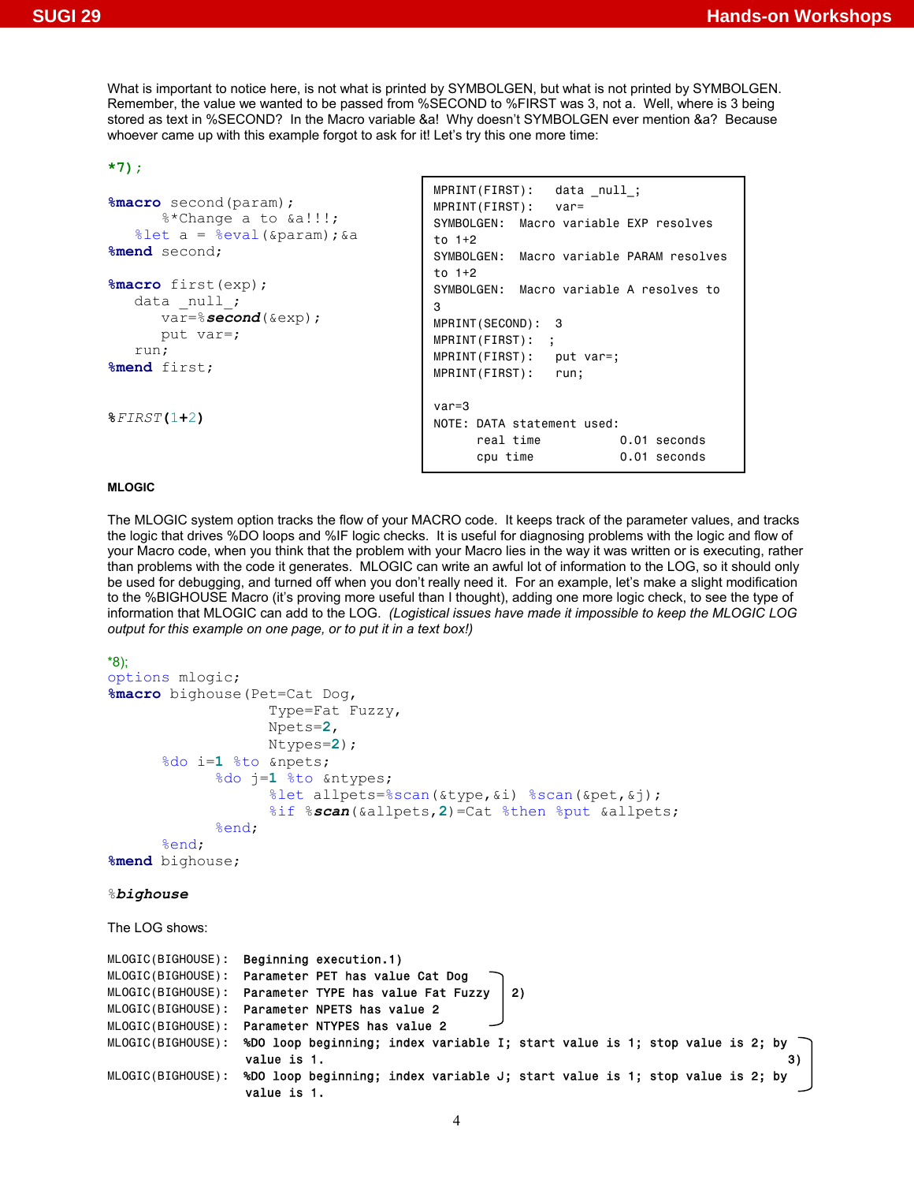What is important to notice here, is not what is printed by SYMBOLGEN, but what is not printed by SYMBOLGEN. Remember, the value we wanted to be passed from %SECOND to %FIRST was 3, not a. Well, where is 3 being stored as text in %SECOND? In the Macro variable &a! Why doesn't SYMBOLGEN ever mention &a? Because whoever came up with this example forgot to ask for it! Let's try this one more time:

```
*7);

%macro second(param);
     %*Change a to &a!!!;
   %let a = %eval(&param);&a
%mend second;

%macro first(exp);
   data _null_;
     var=%second(&exp);
     put var=;
   run;
%mend first;


%FIRST(1+2)
```

```
MPRINT(FIRST):   data _null_;
MPRINT(FIRST):   var=
SYMBOLGEN:  Macro variable EXP resolves
to 1+2
SYMBOLGEN:  Macro variable PARAM resolves
to 1+2
SYMBOLGEN:  Macro variable A resolves to
3
MPRINT(SECOND):  3
MPRINT(FIRST):  ;
MPRINT(FIRST):   put var=;
MPRINT(FIRST):   run;

var=3
NOTE: DATA statement used:
      real time           0.01 seconds
      cpu time            0.01 seconds
```

**MLOGIC**

The MLOGIC system option tracks the flow of your MACRO code. It keeps track of the parameter values, and tracks the logic that drives %DO loops and %IF logic checks. It is useful for diagnosing problems with the logic and flow of your Macro code, when you think that the problem with your Macro lies in the way it was written or is executing, rather than problems with the code it generates. MLOGIC can write an awful lot of information to the LOG, so it should only be used for debugging, and turned off when you don't really need it. For an example, let's make a slight modification to the %BIGHOUSE Macro (it's proving more useful than I thought), adding one more logic check, to see the type of information that MLOGIC can add to the LOG. *(Logistical issues have made it impossible to keep the MLOGIC LOG output for this example on one page, or to put it in a text box!)*

```
*8);
options mlogic;
%macro bighouse(Pet=Cat Dog,
                Type=Fat Fuzzy,
                Npets=2,
                Ntypes=2);
      %do i=1 %to &npets;
            %do j=1 %to &ntypes;
                  %let allpets=%scan(&type,&i) %scan(&pet,&j);
                  %if %scan(&allpets,2)=Cat %then %put &allpets;
            %end;
      %end;
%mend bighouse;

%bighouse
```

The LOG shows:

```
MLOGIC(BIGHOUSE):  Beginning execution.1)
MLOGIC(BIGHOUSE):  Parameter PET has value Cat Dog       ┐
MLOGIC(BIGHOUSE):  Parameter TYPE has value Fat Fuzzy    │ 2)
MLOGIC(BIGHOUSE):  Parameter NPETS has value 2           │
MLOGIC(BIGHOUSE):  Parameter NTYPES has value 2          ┘
MLOGIC(BIGHOUSE):  %DO loop beginning; index variable I; start value is 1; stop value is 2; by   ┐
                   value is 1.                                                                     │ 3)
MLOGIC(BIGHOUSE):  %DO loop beginning; index variable J; start value is 1; stop value is 2; by   │
                   value is 1.                                                                     ┘
```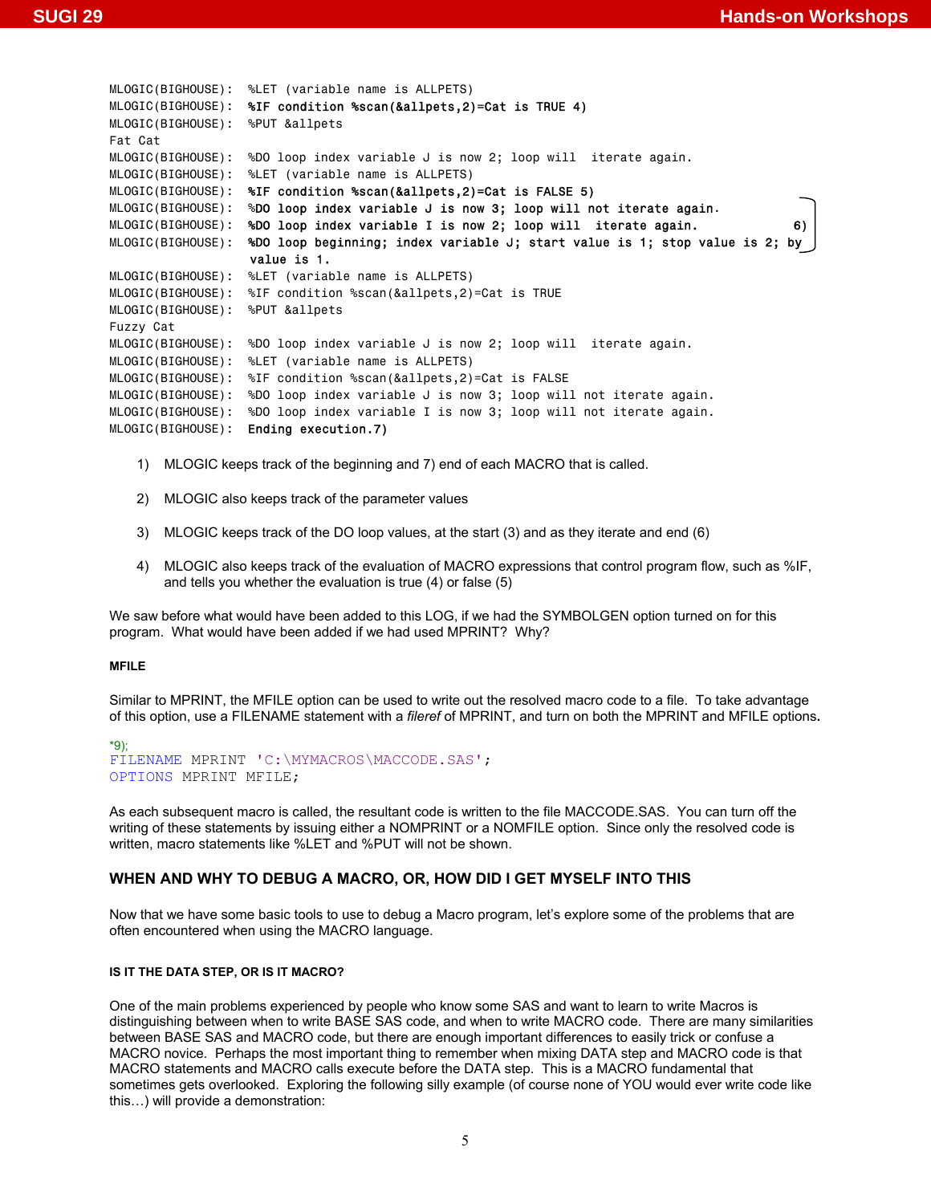```
MLOGIC(BIGHOUSE):  %LET (variable name is ALLPETS)
MLOGIC(BIGHOUSE):  %IF condition %scan(&allpets,2)=Cat is TRUE 4)
MLOGIC(BIGHOUSE):  %PUT &allpets
Fat Cat
MLOGIC(BIGHOUSE):  %DO loop index variable J is now 2; loop will  iterate again.
MLOGIC(BIGHOUSE):  %LET (variable name is ALLPETS)
MLOGIC(BIGHOUSE):  %IF condition %scan(&allpets,2)=Cat is FALSE 5)
MLOGIC(BIGHOUSE):  %DO loop index variable J is now 3; loop will not iterate again.
MLOGIC(BIGHOUSE):  %DO loop index variable I is now 2; loop will  iterate again.            6)
MLOGIC(BIGHOUSE):  %DO loop beginning; index variable J; start value is 1; stop value is 2; by
                   value is 1.
MLOGIC(BIGHOUSE):  %LET (variable name is ALLPETS)
MLOGIC(BIGHOUSE):  %IF condition %scan(&allpets,2)=Cat is TRUE
MLOGIC(BIGHOUSE):  %PUT &allpets
Fuzzy Cat
MLOGIC(BIGHOUSE):  %DO loop index variable J is now 2; loop will  iterate again.
MLOGIC(BIGHOUSE):  %LET (variable name is ALLPETS)
MLOGIC(BIGHOUSE):  %IF condition %scan(&allpets,2)=Cat is FALSE
MLOGIC(BIGHOUSE):  %DO loop index variable J is now 3; loop will not iterate again.
MLOGIC(BIGHOUSE):  %DO loop index variable I is now 3; loop will not iterate again.
MLOGIC(BIGHOUSE):  Ending execution.7)
```

1) MLOGIC keeps track of the beginning and 7) end of each MACRO that is called.

2) MLOGIC also keeps track of the parameter values

3) MLOGIC keeps track of the DO loop values, at the start (3) and as they iterate and end (6)

4) MLOGIC also keeps track of the evaluation of MACRO expressions that control program flow, such as %IF, and tells you whether the evaluation is true (4) or false (5)

We saw before what would have been added to this LOG, if we had the SYMBOLGEN option turned on for this program. What would have been added if we had used MPRINT? Why?

#### MFILE

Similar to MPRINT, the MFILE option can be used to write out the resolved macro code to a file. To take advantage of this option, use a FILENAME statement with a *fileref* of MPRINT, and turn on both the MPRINT and MFILE options.

```
*9);
FILENAME MPRINT 'C:\MYMACROS\MACCODE.SAS';
OPTIONS MPRINT MFILE;
```

As each subsequent macro is called, the resultant code is written to the file MACCODE.SAS. You can turn off the writing of these statements by issuing either a NOMPRINT or a NOMFILE option. Since only the resolved code is written, macro statements like %LET and %PUT will not be shown.

## WHEN AND WHY TO DEBUG A MACRO, OR, HOW DID I GET MYSELF INTO THIS

Now that we have some basic tools to use to debug a Macro program, let's explore some of the problems that are often encountered when using the MACRO language.

#### IS IT THE DATA STEP, OR IS IT MACRO?

One of the main problems experienced by people who know some SAS and want to learn to write Macros is distinguishing between when to write BASE SAS code, and when to write MACRO code. There are many similarities between BASE SAS and MACRO code, but there are enough important differences to easily trick or confuse a MACRO novice. Perhaps the most important thing to remember when mixing DATA step and MACRO code is that MACRO statements and MACRO calls execute before the DATA step. This is a MACRO fundamental that sometimes gets overlooked. Exploring the following silly example (of course none of YOU would ever write code like this…) will provide a demonstration: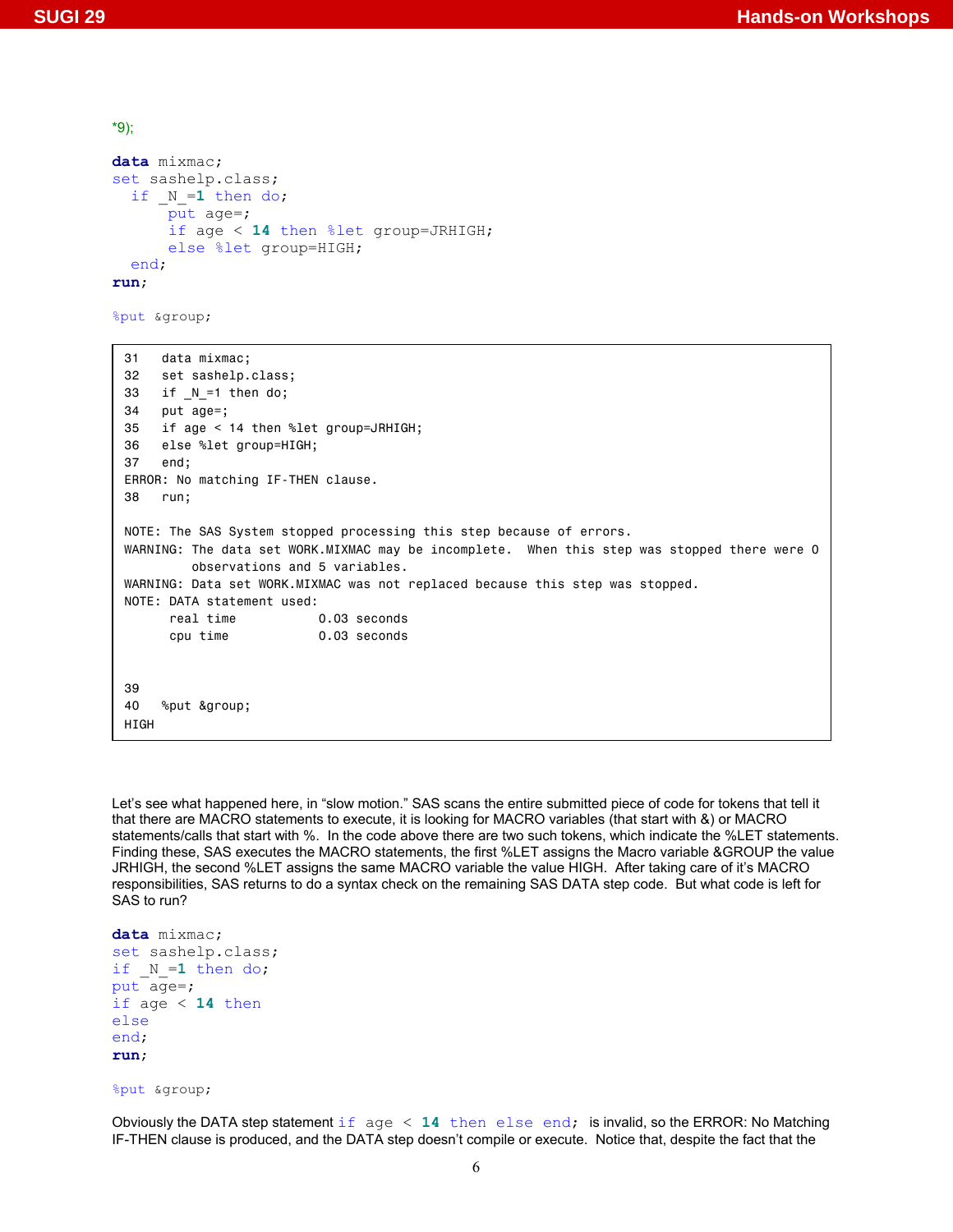*9);

```
data mixmac;
set sashelp.class;
  if _N_=1 then do;
      put age=;
      if age < 14 then %let group=JRHIGH;
      else %let group=HIGH;
  end;
run;

%put &group;
```

```
31   data mixmac;
32   set sashelp.class;
33   if _N_=1 then do;
34   put age=;
35   if age < 14 then %let group=JRHIGH;
36   else %let group=HIGH;
37   end;
ERROR: No matching IF-THEN clause.
38   run;

NOTE: The SAS System stopped processing this step because of errors.
WARNING: The data set WORK.MIXMAC may be incomplete.  When this step was stopped there were 0
         observations and 5 variables.
WARNING: Data set WORK.MIXMAC was not replaced because this step was stopped.
NOTE: DATA statement used:
      real time           0.03 seconds
      cpu time            0.03 seconds


39
40   %put &group;
HIGH
```

Let's see what happened here, in "slow motion." SAS scans the entire submitted piece of code for tokens that tell it that there are MACRO statements to execute, it is looking for MACRO variables (that start with &) or MACRO statements/calls that start with %. In the code above there are two such tokens, which indicate the %LET statements. Finding these, SAS executes the MACRO statements, the first %LET assigns the Macro variable &GROUP the value JRHIGH, the second %LET assigns the same MACRO variable the value HIGH. After taking care of it's MACRO responsibilities, SAS returns to do a syntax check on the remaining SAS DATA step code. But what code is left for SAS to run?

```
data mixmac;
set sashelp.class;
if _N_=1 then do;
put age=;
if age < 14 then
else
end;
run;

%put &group;
```

Obviously the DATA step statement `if age < 14 then else end;` is invalid, so the ERROR: No Matching IF-THEN clause is produced, and the DATA step doesn't compile or execute. Notice that, despite the fact that the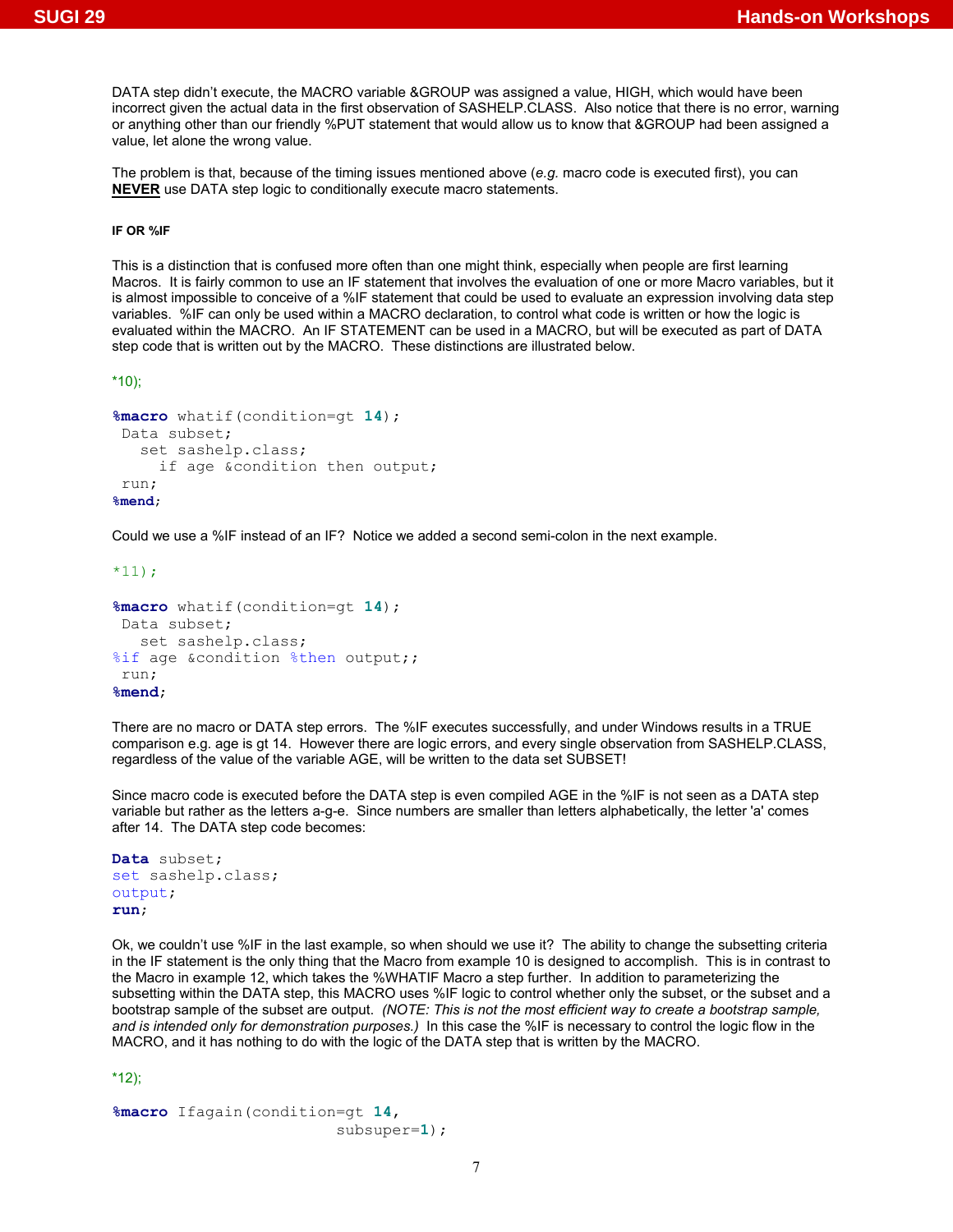DATA step didn't execute, the MACRO variable &GROUP was assigned a value, HIGH, which would have been incorrect given the actual data in the first observation of SASHELP.CLASS. Also notice that there is no error, warning or anything other than our friendly %PUT statement that would allow us to know that &GROUP had been assigned a value, let alone the wrong value.

The problem is that, because of the timing issues mentioned above (*e.g.* macro code is executed first), you can **NEVER** use DATA step logic to conditionally execute macro statements.

#### IF OR %IF

This is a distinction that is confused more often than one might think, especially when people are first learning Macros. It is fairly common to use an IF statement that involves the evaluation of one or more Macro variables, but it is almost impossible to conceive of a %IF statement that could be used to evaluate an expression involving data step variables. %IF can only be used within a MACRO declaration, to control what code is written or how the logic is evaluated within the MACRO. An IF STATEMENT can be used in a MACRO, but will be executed as part of DATA step code that is written out by the MACRO. These distinctions are illustrated below.

```
*10);

%macro whatif(condition=gt 14);
 Data subset;
   set sashelp.class;
     if age &condition then output;
 run;
%mend;
```

Could we use a %IF instead of an IF? Notice we added a second semi-colon in the next example.

```
*11);

%macro whatif(condition=gt 14);
 Data subset;
   set sashelp.class;
%if age &condition %then output;;
 run;
%mend;
```

There are no macro or DATA step errors. The %IF executes successfully, and under Windows results in a TRUE comparison e.g. age is gt 14. However there are logic errors, and every single observation from SASHELP.CLASS, regardless of the value of the variable AGE, will be written to the data set SUBSET!

Since macro code is executed before the DATA step is even compiled AGE in the %IF is not seen as a DATA step variable but rather as the letters a-g-e. Since numbers are smaller than letters alphabetically, the letter 'a' comes after 14. The DATA step code becomes:

```
Data subset;
set sashelp.class;
output;
run;
```

Ok, we couldn't use %IF in the last example, so when should we use it? The ability to change the subsetting criteria in the IF statement is the only thing that the Macro from example 10 is designed to accomplish. This is in contrast to the Macro in example 12, which takes the %WHATIF Macro a step further. In addition to parameterizing the subsetting within the DATA step, this MACRO uses %IF logic to control whether only the subset, or the subset and a bootstrap sample of the subset are output. *(NOTE: This is not the most efficient way to create a bootstrap sample, and is intended only for demonstration purposes.)* In this case the %IF is necessary to control the logic flow in the MACRO, and it has nothing to do with the logic of the DATA step that is written by the MACRO.

```
*12);

%macro Ifagain(condition=gt 14,
                          subsuper=1);
```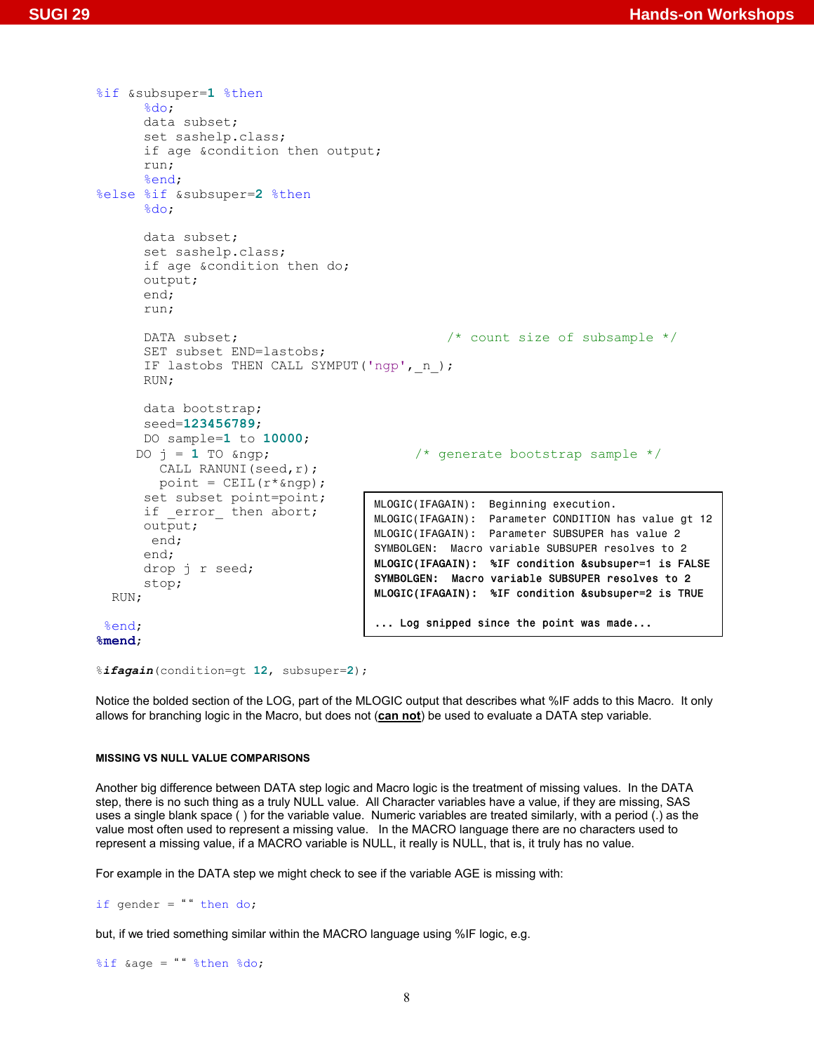```
%if &subsuper=1 %then
      %do;
      data subset;
      set sashelp.class;
      if age &condition then output;
      run;
      %end;
%else %if &subsuper=2 %then
      %do;

      data subset;
      set sashelp.class;
      if age &condition then do;
      output;
      end;
      run;

      DATA subset;                          /* count size of subsample */
      SET subset END=lastobs;
      IF lastobs THEN CALL SYMPUT('ngp',_n_);
      RUN;

      data bootstrap;
      seed=123456789;
      DO sample=1 to 10000;
     DO j = 1 TO &ngp;                    /* generate bootstrap sample */
        CALL RANUNI(seed,r);
        point = CEIL(r*&ngp);
      set subset point=point;
      if _error_ then abort;
      output;
       end;
      end;
      drop j r seed;
      stop;
  RUN;

 %end;
%mend;

%ifagain(condition=gt 12, subsuper=2);
```

```
MLOGIC(IFAGAIN):  Beginning execution.
MLOGIC(IFAGAIN):  Parameter CONDITION has value gt 12
MLOGIC(IFAGAIN):  Parameter SUBSUPER has value 2
SYMBOLGEN:  Macro variable SUBSUPER resolves to 2
MLOGIC(IFAGAIN):  %IF condition &subsuper=1 is FALSE
SYMBOLGEN:  Macro variable SUBSUPER resolves to 2
MLOGIC(IFAGAIN):  %IF condition &subsuper=2 is TRUE

... Log snipped since the point was made...
```

Notice the bolded section of the LOG, part of the MLOGIC output that describes what %IF adds to this Macro. It only allows for branching logic in the Macro, but does not (**can not**) be used to evaluate a DATA step variable.

#### MISSING VS NULL VALUE COMPARISONS

Another big difference between DATA step logic and Macro logic is the treatment of missing values. In the DATA step, there is no such thing as a truly NULL value. All Character variables have a value, if they are missing, SAS uses a single blank space ( ) for the variable value. Numeric variables are treated similarly, with a period (.) as the value most often used to represent a missing value. In the MACRO language there are no characters used to represent a missing value, if a MACRO variable is NULL, it really is NULL, that is, it truly has no value.

For example in the DATA step we might check to see if the variable AGE is missing with:

```
if gender = " " then do;
```

but, if we tried something similar within the MACRO language using %IF logic, e.g.

```
%if &age = " " %then %do;
```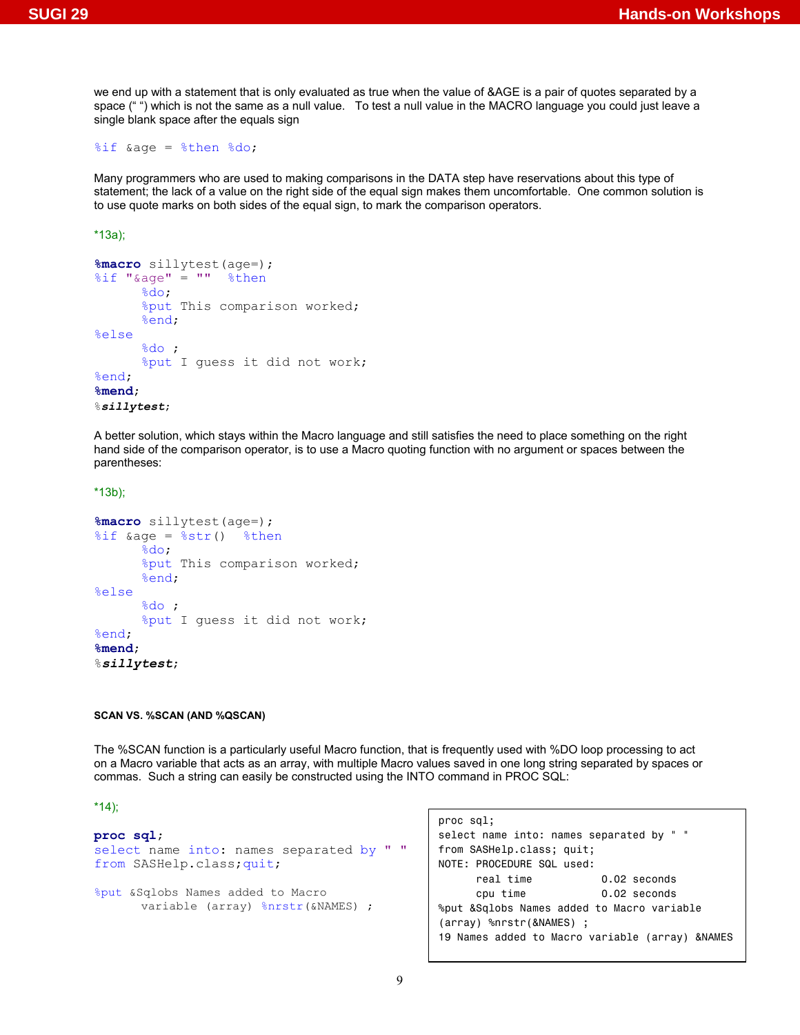we end up with a statement that is only evaluated as true when the value of &AGE is a pair of quotes separated by a space (" ") which is not the same as a null value.   To test a null value in the MACRO language you could just leave a single blank space after the equals sign

```
%if &age = %then %do;
```

Many programmers who are used to making comparisons in the DATA step have reservations about this type of statement; the lack of a value on the right side of the equal sign makes them uncomfortable.  One common solution is to use quote marks on both sides of the equal sign, to mark the comparison operators.

*13a);

```
%macro sillytest(age=);
%if "&age" = ""  %then
      %do;
      %put This comparison worked;
      %end;
%else
      %do ;
      %put I guess it did not work;
%end;
%mend;
%sillytest;
```

A better solution, which stays within the Macro language and still satisfies the need to place something on the right hand side of the comparison operator, is to use a Macro quoting function with no argument or spaces between the parentheses:

*13b);

```
%macro sillytest(age=);
%if &age = %str()  %then
      %do;
      %put This comparison worked;
      %end;
%else
      %do ;
      %put I guess it did not work;
%end;
%mend;
%sillytest;
```

#### SCAN VS. %SCAN (AND %QSCAN)

The %SCAN function is a particularly useful Macro function, that is frequently used with %DO loop processing to act on a Macro variable that acts as an array, with multiple Macro values saved in one long string separated by spaces or commas.  Such a string can easily be constructed using the INTO command in PROC SQL:

*14);

```
proc sql;
select name into: names separated by " "
from SASHelp.class;quit;

%put &Sqlobs Names added to Macro
      variable (array) %nrstr(&NAMES) ;
```

```
proc sql;
select name into: names separated by " "
from SASHelp.class; quit;
NOTE: PROCEDURE SQL used:
      real time           0.02 seconds
      cpu time            0.02 seconds
%put &Sqlobs Names added to Macro variable
(array) %nrstr(&NAMES) ;
19 Names added to Macro variable (array) &NAMES
```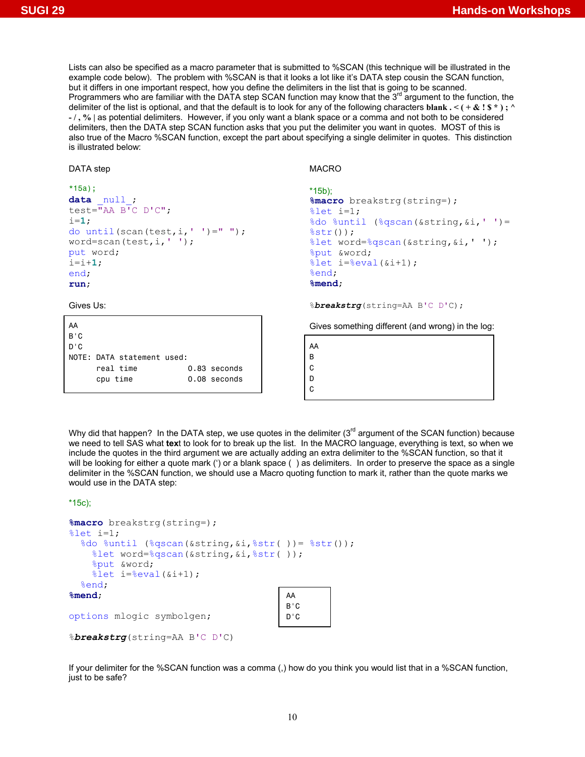Lists can also be specified as a macro parameter that is submitted to %SCAN (this technique will be illustrated in the example code below). The problem with %SCAN is that it looks a lot like it's DATA step cousin the SCAN function, but it differs in one important respect, how you define the delimiters in the list that is going to be scanned. Programmers who are familiar with the DATA step SCAN function may know that the 3rd argument to the function, the delimiter of the list is optional, and that the default is to look for any of the following characters **blank . < ( + & ! $ * ) ;** ^ - / **, %** | as potential delimiters. However, if you only want a blank space or a comma and not both to be considered delimiters, then the DATA step SCAN function asks that you put the delimiter you want in quotes. MOST of this is also true of the Macro %SCAN function, except the part about specifying a single delimiter in quotes. This distinction is illustrated below:

DATA step

```
*15a);
data _null_;
test="AA B'C D'C";
i=1;
do until(scan(test,i,' ')=" ");
word=scan(test,i,' ');
put word;
i=i+1;
end;
run;
```

Gives Us:

```
AA
B'C
D'C
NOTE: DATA statement used:
      real time           0.83 seconds
      cpu time            0.08 seconds
```

MACRO

```
*15b);
%macro breakstrg(string=);
%let i=1;
%do %until (%qscan(&string,&i,' ')=
%str());
%let word=%qscan(&string,&i,' ');
%put &word;
%let i=%eval(&i+1);
%end;
%mend;

%breakstrg(string=AA B'C D'C);
```

Gives something different (and wrong) in the log:

```
AA
B
C
D
C
```

Why did that happen? In the DATA step, we use quotes in the delimiter (3rd argument of the SCAN function) because we need to tell SAS what **text** to look for to break up the list. In the MACRO language, everything is text, so when we include the quotes in the third argument we are actually adding an extra delimiter to the %SCAN function, so that it will be looking for either a quote mark (') or a blank space ( ) as delimiters. In order to preserve the space as a single delimiter in the %SCAN function, we should use a Macro quoting function to mark it, rather than the quote marks we would use in the DATA step:

```
*15c);

%macro breakstrg(string=);
%let i=1;
  %do %until (%qscan(&string,&i,%str( ))= %str());
    %let word=%qscan(&string,&i,%str( ));
    %put &word;
    %let i=%eval(&i+1);
  %end;
%mend;

options mlogic symbolgen;

%breakstrg(string=AA B'C D'C)
```

```
AA
B'C
D'C
```

If your delimiter for the %SCAN function was a comma (,) how do you think you would list that in a %SCAN function, just to be safe?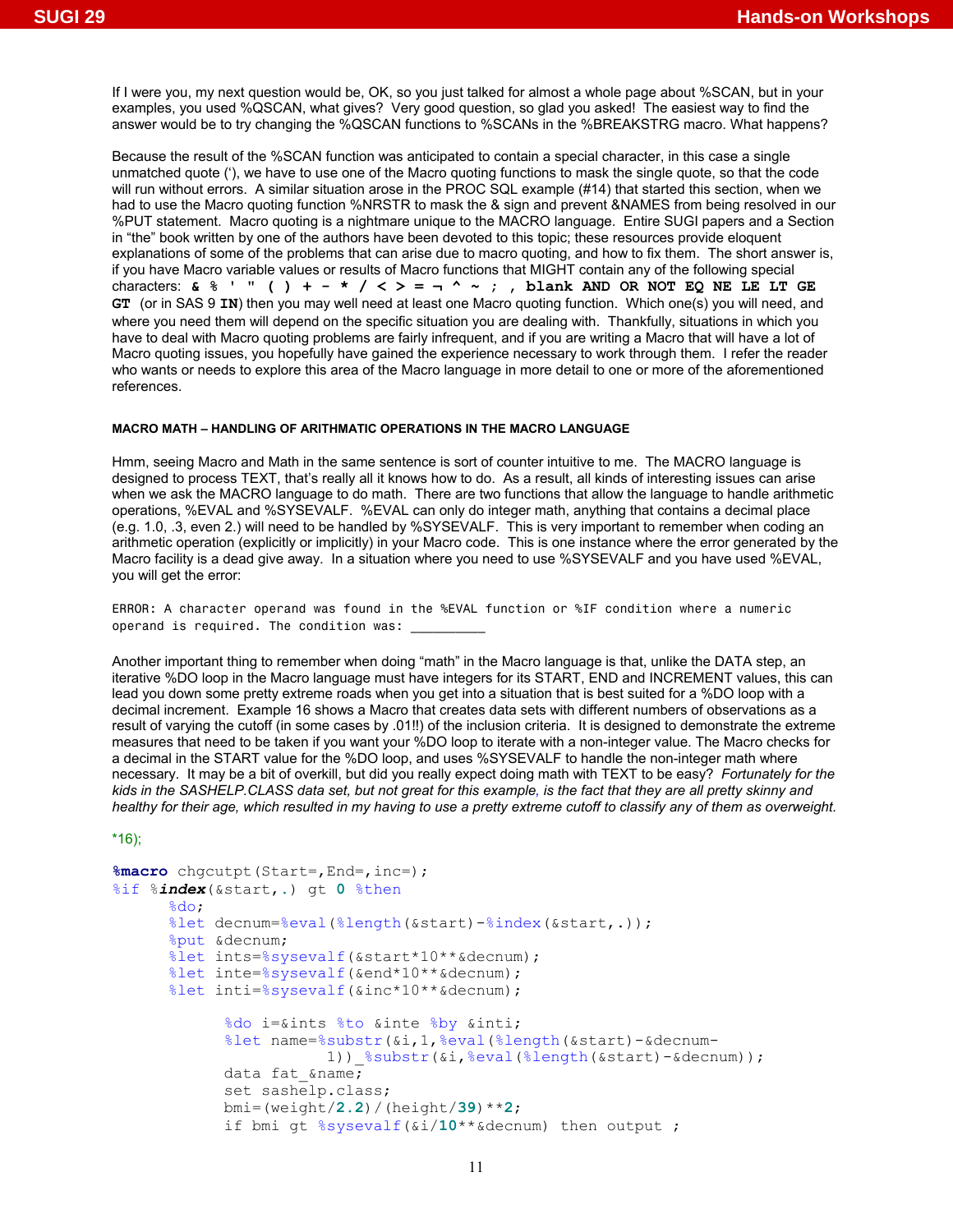If I were you, my next question would be, OK, so you just talked for almost a whole page about %SCAN, but in your examples, you used %QSCAN, what gives? Very good question, so glad you asked! The easiest way to find the answer would be to try changing the %QSCAN functions to %SCANs in the %BREAKSTRG macro. What happens?

Because the result of the %SCAN function was anticipated to contain a special character, in this case a single unmatched quote ('), we have to use one of the Macro quoting functions to mask the single quote, so that the code will run without errors. A similar situation arose in the PROC SQL example (#14) that started this section, when we had to use the Macro quoting function %NRSTR to mask the & sign and prevent &NAMES from being resolved in our %PUT statement. Macro quoting is a nightmare unique to the MACRO language. Entire SUGI papers and a Section in "the" book written by one of the authors have been devoted to this topic; these resources provide eloquent explanations of some of the problems that can arise due to macro quoting, and how to fix them. The short answer is, if you have Macro variable values or results of Macro functions that MIGHT contain any of the following special characters: **& % ' " ( ) + - * / < > = ¬ ^ ~ ; , blank AND OR NOT EQ NE LE LT GE GT** (or in SAS 9 **IN**) then you may well need at least one Macro quoting function. Which one(s) you will need, and where you need them will depend on the specific situation you are dealing with. Thankfully, situations in which you have to deal with Macro quoting problems are fairly infrequent, and if you are writing a Macro that will have a lot of Macro quoting issues, you hopefully have gained the experience necessary to work through them. I refer the reader who wants or needs to explore this area of the Macro language in more detail to one or more of the aforementioned references.

#### MACRO MATH – HANDLING OF ARITHMATIC OPERATIONS IN THE MACRO LANGUAGE

Hmm, seeing Macro and Math in the same sentence is sort of counter intuitive to me. The MACRO language is designed to process TEXT, that's really all it knows how to do. As a result, all kinds of interesting issues can arise when we ask the MACRO language to do math. There are two functions that allow the language to handle arithmetic operations, %EVAL and %SYSEVALF. %EVAL can only do integer math, anything that contains a decimal place (e.g. 1.0, .3, even 2.) will need to be handled by %SYSEVALF. This is very important to remember when coding an arithmetic operation (explicitly or implicitly) in your Macro code. This is one instance where the error generated by the Macro facility is a dead give away. In a situation where you need to use %SYSEVALF and you have used %EVAL, you will get the error:

```
ERROR: A character operand was found in the %EVAL function or %IF condition where a numeric
operand is required. The condition was: __________
```

Another important thing to remember when doing "math" in the Macro language is that, unlike the DATA step, an iterative %DO loop in the Macro language must have integers for its START, END and INCREMENT values, this can lead you down some pretty extreme roads when you get into a situation that is best suited for a %DO loop with a decimal increment. Example 16 shows a Macro that creates data sets with different numbers of observations as a result of varying the cutoff (in some cases by .01!!) of the inclusion criteria. It is designed to demonstrate the extreme measures that need to be taken if you want your %DO loop to iterate with a non-integer value. The Macro checks for a decimal in the START value for the %DO loop, and uses %SYSEVALF to handle the non-integer math where necessary. It may be a bit of overkill, but did you really expect doing math with TEXT to be easy? *Fortunately for the kids in the SASHELP.CLASS data set, but not great for this example, is the fact that they are all pretty skinny and healthy for their age, which resulted in my having to use a pretty extreme cutoff to classify any of them as overweight.*

*16);

```
%macro chgcutpt(Start=,End=,inc=);
%if %index(&start,.) gt 0 %then
      %do;
      %let decnum=%eval(%length(&start)-%index(&start,.));
      %put &decnum;
      %let ints=%sysevalf(&start*10**&decnum);
      %let inte=%sysevalf(&end*10**&decnum);
      %let inti=%sysevalf(&inc*10**&decnum);

            %do i=&ints %to &inte %by &inti;
            %let name=%substr(&i,1,%eval(%length(&start)-&decnum-
                        1))_%substr(&i,%eval(%length(&start)-&decnum));
            data fat_&name;
            set sashelp.class;
            bmi=(weight/2.2)/(height/39)**2;
            if bmi gt %sysevalf(&i/10**&decnum) then output ;
```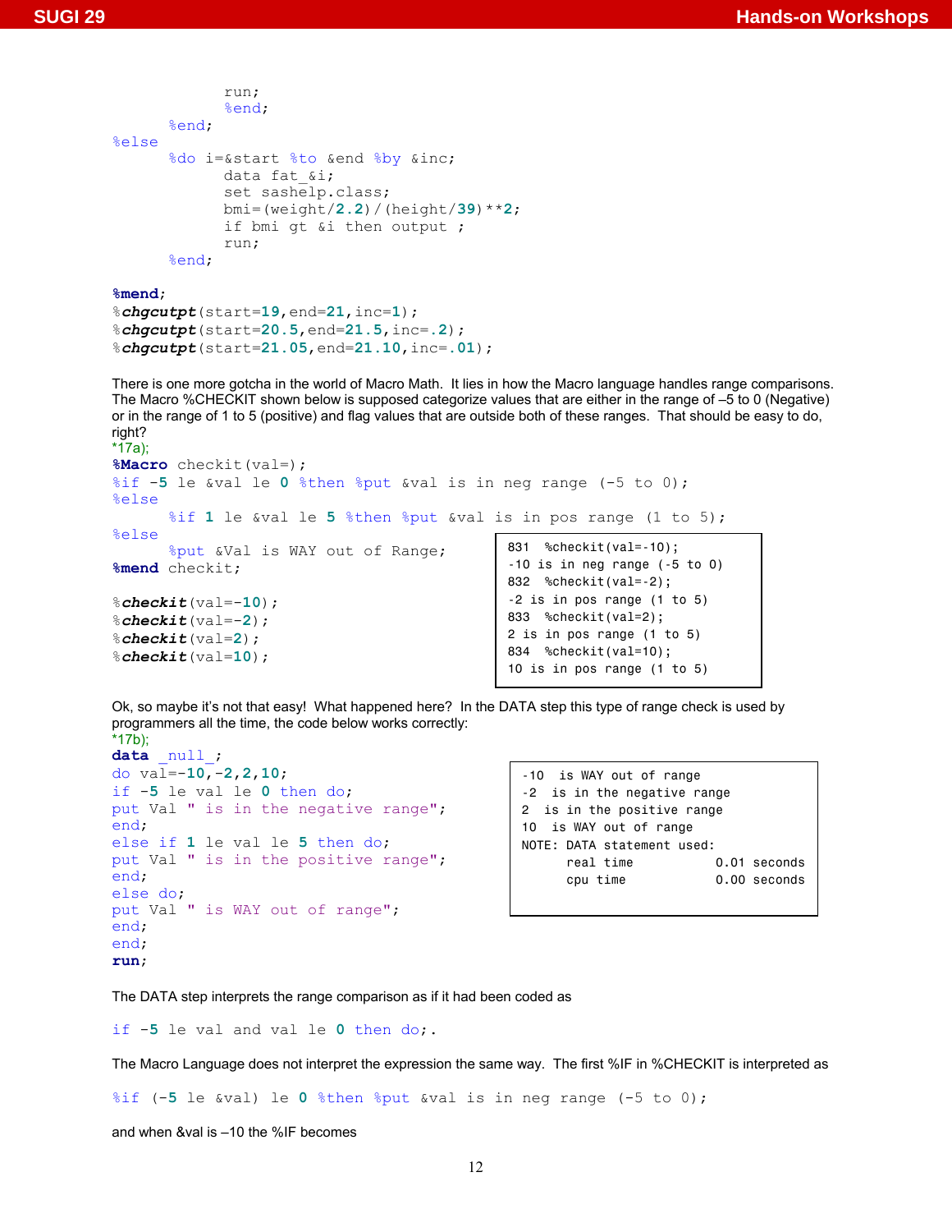```
            run;
            %end;
      %end;
%else
      %do i=&start %to &end %by &inc;
            data fat_&i;
            set sashelp.class;
            bmi=(weight/2.2)/(height/39)**2;
            if bmi gt &i then output ;
            run;
      %end;

%mend;
%chgcutpt(start=19,end=21,inc=1);
%chgcutpt(start=20.5,end=21.5,inc=.2);
%chgcutpt(start=21.05,end=21.10,inc=.01);
```

There is one more gotcha in the world of Macro Math. It lies in how the Macro language handles range comparisons. The Macro %CHECKIT shown below is supposed categorize values that are either in the range of –5 to 0 (Negative) or in the range of 1 to 5 (positive) and flag values that are outside both of these ranges. That should be easy to do, right?

```
*17a);
%Macro checkit(val=);
%if -5 le &val le 0 %then %put &val is in neg range (-5 to 0);
%else
      %if 1 le &val le 5 %then %put &val is in pos range (1 to 5);
%else
      %put &Val is WAY out of Range;
%mend checkit;

%checkit(val=-10);
%checkit(val=-2);
%checkit(val=2);
%checkit(val=10);
```

```
831  %checkit(val=-10);
-10 is in neg range (-5 to 0)
832  %checkit(val=-2);
-2 is in pos range (1 to 5)
833  %checkit(val=2);
2 is in pos range (1 to 5)
834  %checkit(val=10);
10 is in pos range (1 to 5)
```

Ok, so maybe it's not that easy! What happened here? In the DATA step this type of range check is used by programmers all the time, the code below works correctly:

```
*17b);
data _null_;
do val=-10,-2,2,10;
if -5 le val le 0 then do;
put Val " is in the negative range";
end;
else if 1 le val le 5 then do;
put Val " is in the positive range";
end;
else do;
put Val " is WAY out of range";
end;
end;
run;
```

```
-10  is WAY out of range
-2  is in the negative range
2  is in the positive range
10  is WAY out of range
NOTE: DATA statement used:
      real time           0.01 seconds
      cpu time            0.00 seconds
```

The DATA step interprets the range comparison as if it had been coded as

```
if -5 le val and val le 0 then do;.
```

The Macro Language does not interpret the expression the same way. The first %IF in %CHECKIT is interpreted as

```
%if (-5 le &val) le 0 %then %put &val is in neg range (-5 to 0);
```

and when &val is –10 the %IF becomes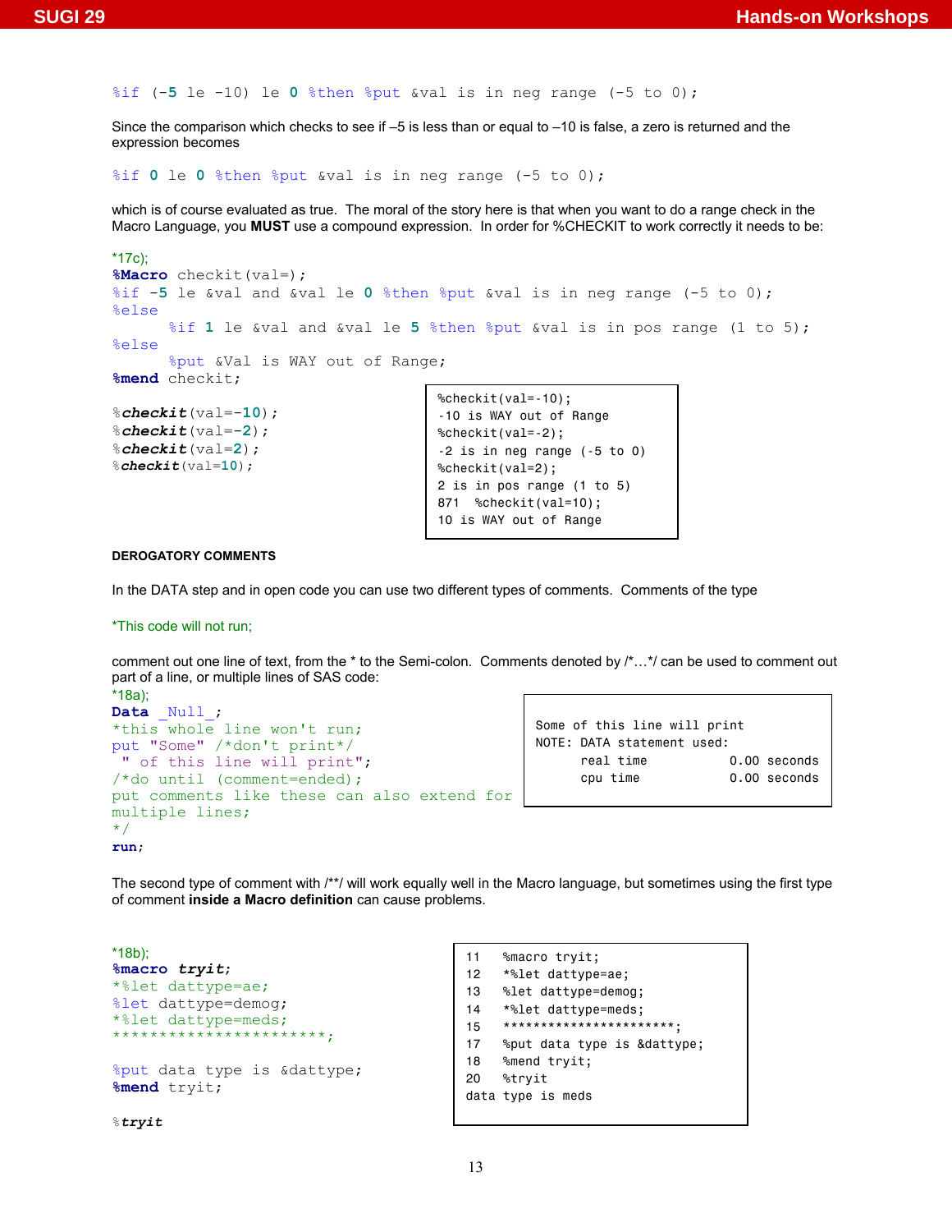```
%if (-5 le -10) le 0 %then %put &val is in neg range (-5 to 0);
```

Since the comparison which checks to see if –5 is less than or equal to –10 is false, a zero is returned and the expression becomes

```
%if 0 le 0 %then %put &val is in neg range (-5 to 0);
```

which is of course evaluated as true. The moral of the story here is that when you want to do a range check in the Macro Language, you **MUST** use a compound expression. In order for %CHECKIT to work correctly it needs to be:

```
*17c);
%Macro checkit(val=);
%if -5 le &val and &val le 0 %then %put &val is in neg range (-5 to 0);
%else
      %if 1 le &val and &val le 5 %then %put &val is in pos range (1 to 5);
%else
      %put &Val is WAY out of Range;
%mend checkit;

%checkit(val=-10);
%checkit(val=-2);
%checkit(val=2);
%checkit(val=10);
```

```
%checkit(val=-10);
-10 is WAY out of Range
%checkit(val=-2);
-2 is in neg range (-5 to 0)
%checkit(val=2);
2 is in pos range (1 to 5)
871  %checkit(val=10);
10 is WAY out of Range
```

**DEROGATORY COMMENTS**

In the DATA step and in open code you can use two different types of comments. Comments of the type

```
*This code will not run;
```

comment out one line of text, from the * to the Semi-colon. Comments denoted by /*…*/ can be used to comment out part of a line, or multiple lines of SAS code:

```
*18a);
Data _Null_;
*this whole line won't run;
put "Some" /*don't print*/
 " of this line will print";
/*do until (comment=ended);
put comments like these can also extend for
multiple lines;
*/
run;
```

```
Some of this line will print
NOTE: DATA statement used:
      real time           0.00 seconds
      cpu time            0.00 seconds
```

The second type of comment with /**/ will work equally well in the Macro language, but sometimes using the first type of comment **inside a Macro definition** can cause problems.

```
*18b);
%macro tryit;
*%let dattype=ae;
%let dattype=demog;
*%let dattype=meds;
***********************;

%put data type is &dattype;
%mend tryit;

%tryit
```

```
11   %macro tryit;
12   *%let dattype=ae;
13   %let dattype=demog;
14   *%let dattype=meds;
15   ***********************;
17   %put data type is &dattype;
18   %mend tryit;
20   %tryit
data type is meds
```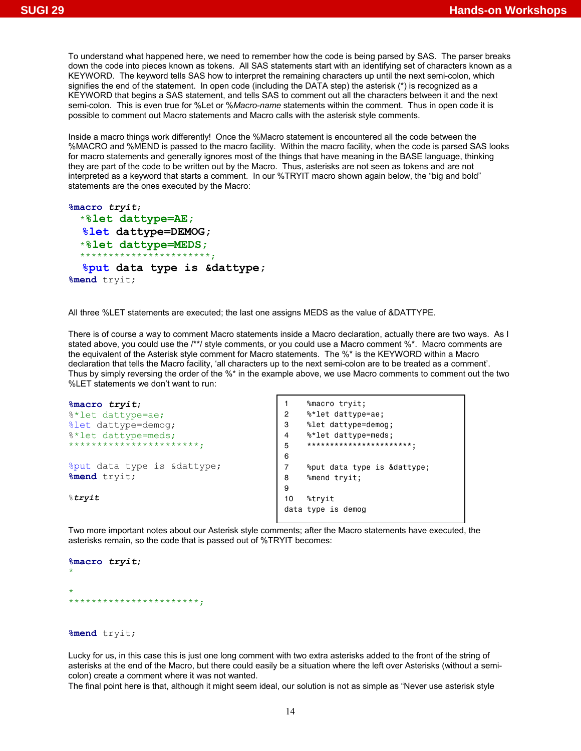To understand what happened here, we need to remember how the code is being parsed by SAS. The parser breaks down the code into pieces known as tokens. All SAS statements start with an identifying set of characters known as a KEYWORD. The keyword tells SAS how to interpret the remaining characters up until the next semi-colon, which signifies the end of the statement. In open code (including the DATA step) the asterisk (*) is recognized as a KEYWORD that begins a SAS statement, and tells SAS to comment out all the characters between it and the next semi-colon. This is even true for %Let or %*Macro-name* statements within the comment. Thus in open code it is possible to comment out Macro statements and Macro calls with the asterisk style comments.

Inside a macro things work differently! Once the %Macro statement is encountered all the code between the %MACRO and %MEND is passed to the macro facility. Within the macro facility, when the code is parsed SAS looks for macro statements and generally ignores most of the things that have meaning in the BASE language, thinking they are part of the code to be written out by the Macro. Thus, asterisks are not seen as tokens and are not interpreted as a keyword that starts a comment. In our %TRYIT macro shown again below, the "big and bold" statements are the ones executed by the Macro:

```
%macro tryit;
  *%let dattype=AE;
   %let dattype=DEMOG;
  *%let dattype=MEDS;
  ***********************;
   %put data type is &dattype;
%mend tryit;
```

All three %LET statements are executed; the last one assigns MEDS as the value of &DATTYPE.

There is of course a way to comment Macro statements inside a Macro declaration, actually there are two ways. As I stated above, you could use the /**/ style comments, or you could use a Macro comment %*. Macro comments are the equivalent of the Asterisk style comment for Macro statements. The %* is the KEYWORD within a Macro declaration that tells the Macro facility, 'all characters up to the next semi-colon are to be treated as a comment'. Thus by simply reversing the order of the %* in the example above, we use Macro comments to comment out the two %LET statements we don't want to run:

```
%macro tryit;
%*let dattype=ae;
%let dattype=demog;
%*let dattype=meds;
***********************;

%put data type is &dattype;
%mend tryit;

%tryit
```

```
1     %macro tryit;
2     %*let dattype=ae;
3     %let dattype=demog;
4     %*let dattype=meds;
5     ***********************;
6
7     %put data type is &dattype;
8     %mend tryit;
9
10    %tryit
data type is demog
```

Two more important notes about our Asterisk style comments; after the Macro statements have executed, the asterisks remain, so the code that is passed out of %TRYIT becomes:

```
%macro tryit;
*

*
***********************;


%mend tryit;
```

Lucky for us, in this case this is just one long comment with two extra asterisks added to the front of the string of asterisks at the end of the Macro, but there could easily be a situation where the left over Asterisks (without a semi-colon) create a comment where it was not wanted.
The final point here is that, although it might seem ideal, our solution is not as simple as "Never use asterisk style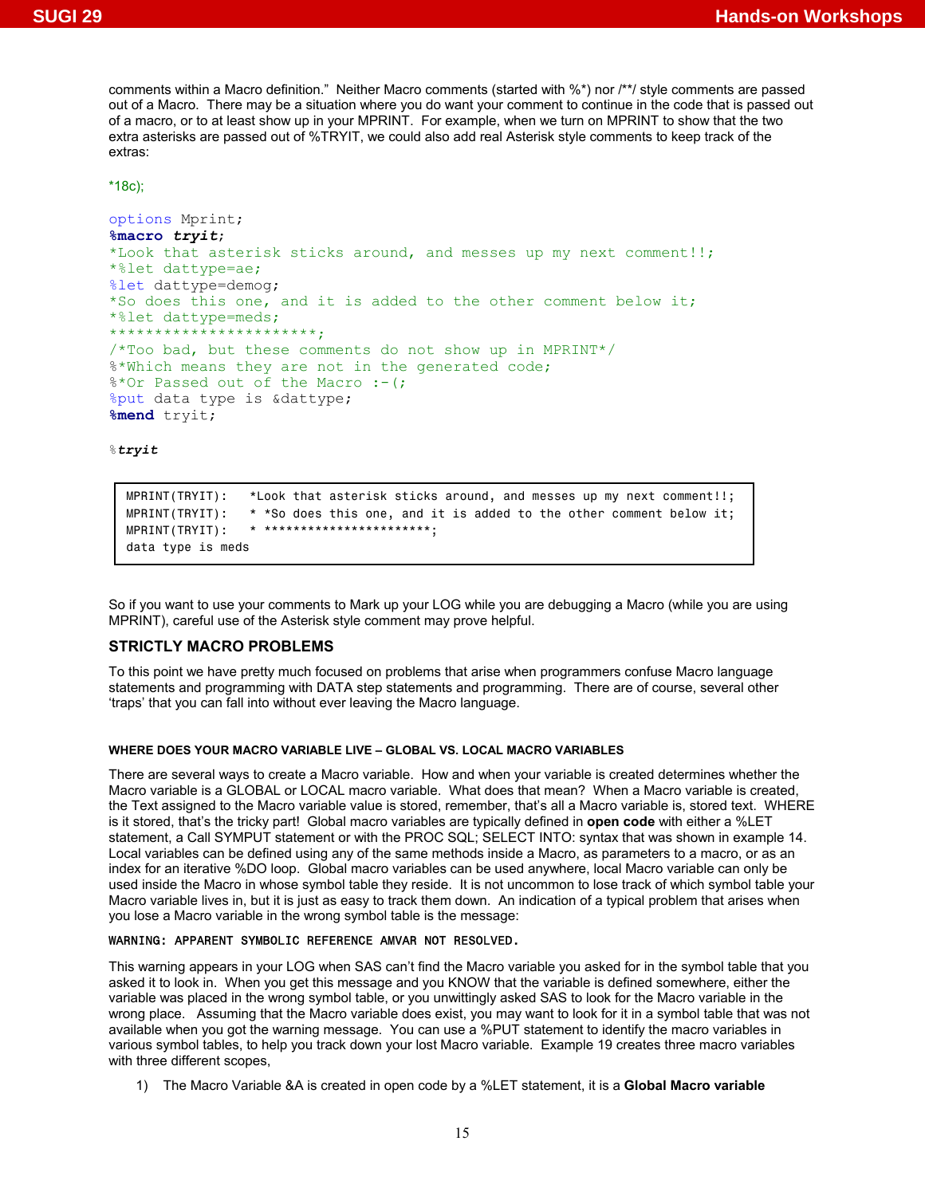comments within a Macro definition." Neither Macro comments (started with %*) nor /**/ style comments are passed out of a Macro. There may be a situation where you do want your comment to continue in the code that is passed out of a macro, or to at least show up in your MPRINT. For example, when we turn on MPRINT to show that the two extra asterisks are passed out of %TRYIT, we could also add real Asterisk style comments to keep track of the extras:

*18c);

```
options Mprint;
%macro tryit;
*Look that asterisk sticks around, and messes up my next comment!!;
*%let dattype=ae;
%let dattype=demog;
*So does this one, and it is added to the other comment below it;
*%let dattype=meds;
***********************;
/*Too bad, but these comments do not show up in MPRINT*/
%*Which means they are not in the generated code;
%*Or Passed out of the Macro :-(;
%put data type is &dattype;
%mend tryit;

%tryit
```

```
MPRINT(TRYIT):   *Look that asterisk sticks around, and messes up my next comment!!;
MPRINT(TRYIT):   * *So does this one, and it is added to the other comment below it;
MPRINT(TRYIT):   * ***********************;
data type is meds
```

So if you want to use your comments to Mark up your LOG while you are debugging a Macro (while you are using MPRINT), careful use of the Asterisk style comment may prove helpful.

## STRICTLY MACRO PROBLEMS

To this point we have pretty much focused on problems that arise when programmers confuse Macro language statements and programming with DATA step statements and programming. There are of course, several other 'traps' that you can fall into without ever leaving the Macro language.

### WHERE DOES YOUR MACRO VARIABLE LIVE – GLOBAL VS. LOCAL MACRO VARIABLES

There are several ways to create a Macro variable. How and when your variable is created determines whether the Macro variable is a GLOBAL or LOCAL macro variable. What does that mean? When a Macro variable is created, the Text assigned to the Macro variable value is stored, remember, that's all a Macro variable is, stored text. WHERE is it stored, that's the tricky part! Global macro variables are typically defined in **open code** with either a %LET statement, a Call SYMPUT statement or with the PROC SQL; SELECT INTO: syntax that was shown in example 14. Local variables can be defined using any of the same methods inside a Macro, as parameters to a macro, or as an index for an iterative %DO loop. Global macro variables can be used anywhere, local Macro variable can only be used inside the Macro in whose symbol table they reside. It is not uncommon to lose track of which symbol table your Macro variable lives in, but it is just as easy to track them down. An indication of a typical problem that arises when you lose a Macro variable in the wrong symbol table is the message:

`WARNING: APPARENT SYMBOLIC REFERENCE AMVAR NOT RESOLVED.`

This warning appears in your LOG when SAS can't find the Macro variable you asked for in the symbol table that you asked it to look in. When you get this message and you KNOW that the variable is defined somewhere, either the variable was placed in the wrong symbol table, or you unwittingly asked SAS to look for the Macro variable in the wrong place. Assuming that the Macro variable does exist, you may want to look for it in a symbol table that was not available when you got the warning message. You can use a %PUT statement to identify the macro variables in various symbol tables, to help you track down your lost Macro variable. Example 19 creates three macro variables with three different scopes,

1) The Macro Variable &A is created in open code by a %LET statement, it is a **Global Macro variable**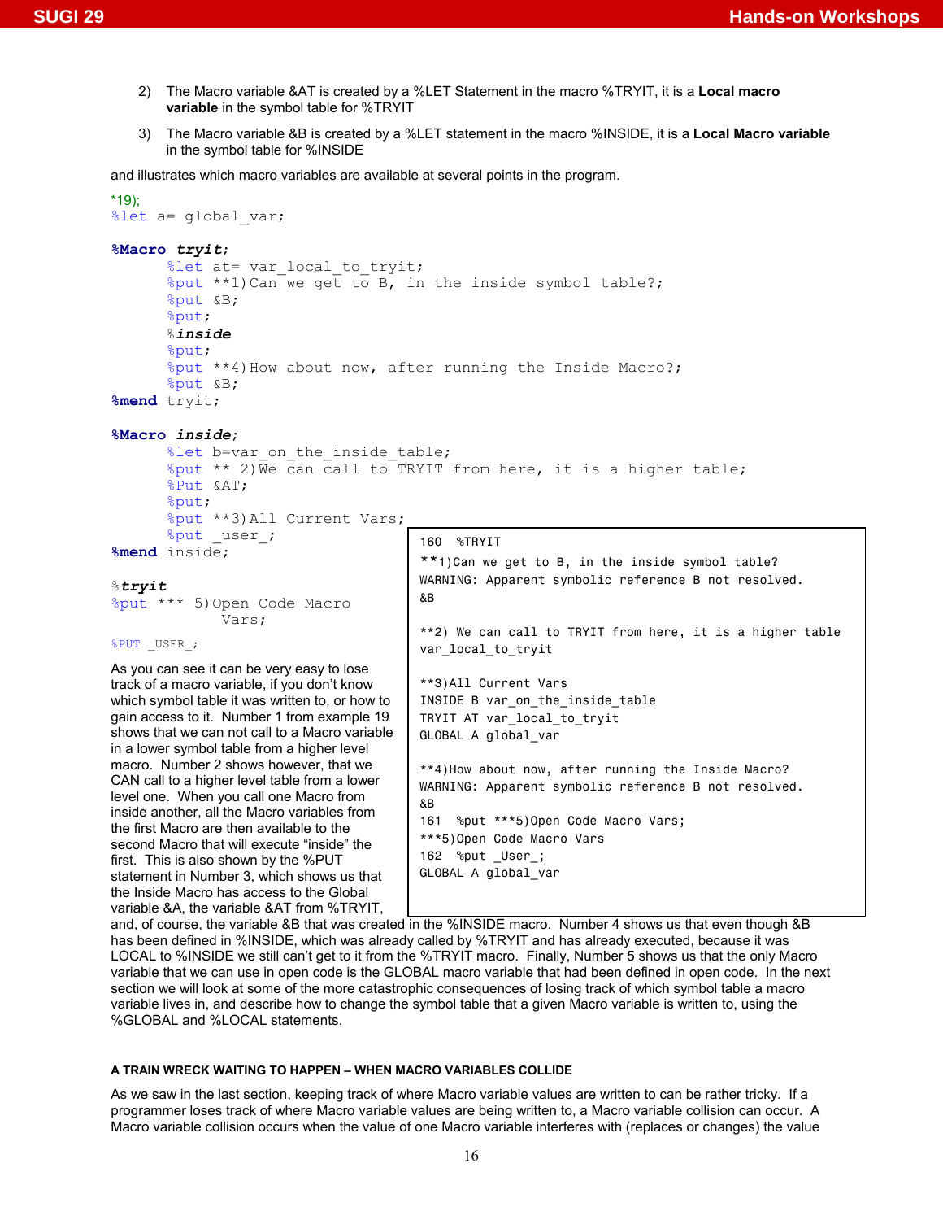2) The Macro variable &AT is created by a %LET Statement in the macro %TRYIT, it is a **Local macro variable** in the symbol table for %TRYIT

3) The Macro variable &B is created by a %LET statement in the macro %INSIDE, it is a **Local Macro variable** in the symbol table for %INSIDE

and illustrates which macro variables are available at several points in the program.

```
*19);
%let a= global_var;

%Macro tryit;
       %let at= var_local_to_tryit;
       %put **1)Can we get to B, in the inside symbol table?;
       %put &B;
       %put;
       %inside
       %put;
       %put **4)How about now, after running the Inside Macro?;
       %put &B;
%mend tryit;

%Macro inside;
       %let b=var_on_the_inside_table;
       %put ** 2)We can call to TRYIT from here, it is a higher table;
       %Put &AT;
       %put;
       %put **3)All Current Vars;
       %put _user_;
%mend inside;

%tryit
%put *** 5)Open Code Macro
          Vars;

%PUT _USER_;
```

```
160  %TRYIT
**1)Can we get to B, in the inside symbol table?
WARNING: Apparent symbolic reference B not resolved.
&B

**2) We can call to TRYIT from here, it is a higher table
var_local_to_tryit

**3)All Current Vars
INSIDE B var_on_the_inside_table
TRYIT AT var_local_to_tryit
GLOBAL A global_var

**4)How about now, after running the Inside Macro?
WARNING: Apparent symbolic reference B not resolved.
&B
161  %put ***5)Open Code Macro Vars;
***5)Open Code Macro Vars
162  %put _User_;
GLOBAL A global_var
```

As you can see it can be very easy to lose track of a macro variable, if you don't know which symbol table it was written to, or how to gain access to it. Number 1 from example 19 shows that we can not call to a Macro variable in a lower symbol table from a higher level macro. Number 2 shows however, that we CAN call to a higher level table from a lower level one. When you call one Macro from inside another, all the Macro variables from the first Macro are then available to the second Macro that will execute "inside" the first. This is also shown by the %PUT statement in Number 3, which shows us that the Inside Macro has access to the Global variable &A, the variable &AT from %TRYIT, and, of course, the variable &B that was created in the %INSIDE macro. Number 4 shows us that even though &B has been defined in %INSIDE, which was already called by %TRYIT and has already executed, because it was LOCAL to %INSIDE we still can't get to it from the %TRYIT macro. Finally, Number 5 shows us that the only Macro variable that we can use in open code is the GLOBAL macro variable that had been defined in open code. In the next section we will look at some of the more catastrophic consequences of losing track of which symbol table a macro variable lives in, and describe how to change the symbol table that a given Macro variable is written to, using the %GLOBAL and %LOCAL statements.

#### A TRAIN WRECK WAITING TO HAPPEN – WHEN MACRO VARIABLES COLLIDE

As we saw in the last section, keeping track of where Macro variable values are written to can be rather tricky. If a programmer loses track of where Macro variable values are being written to, a Macro variable collision can occur. A Macro variable collision occurs when the value of one Macro variable interferes with (replaces or changes) the value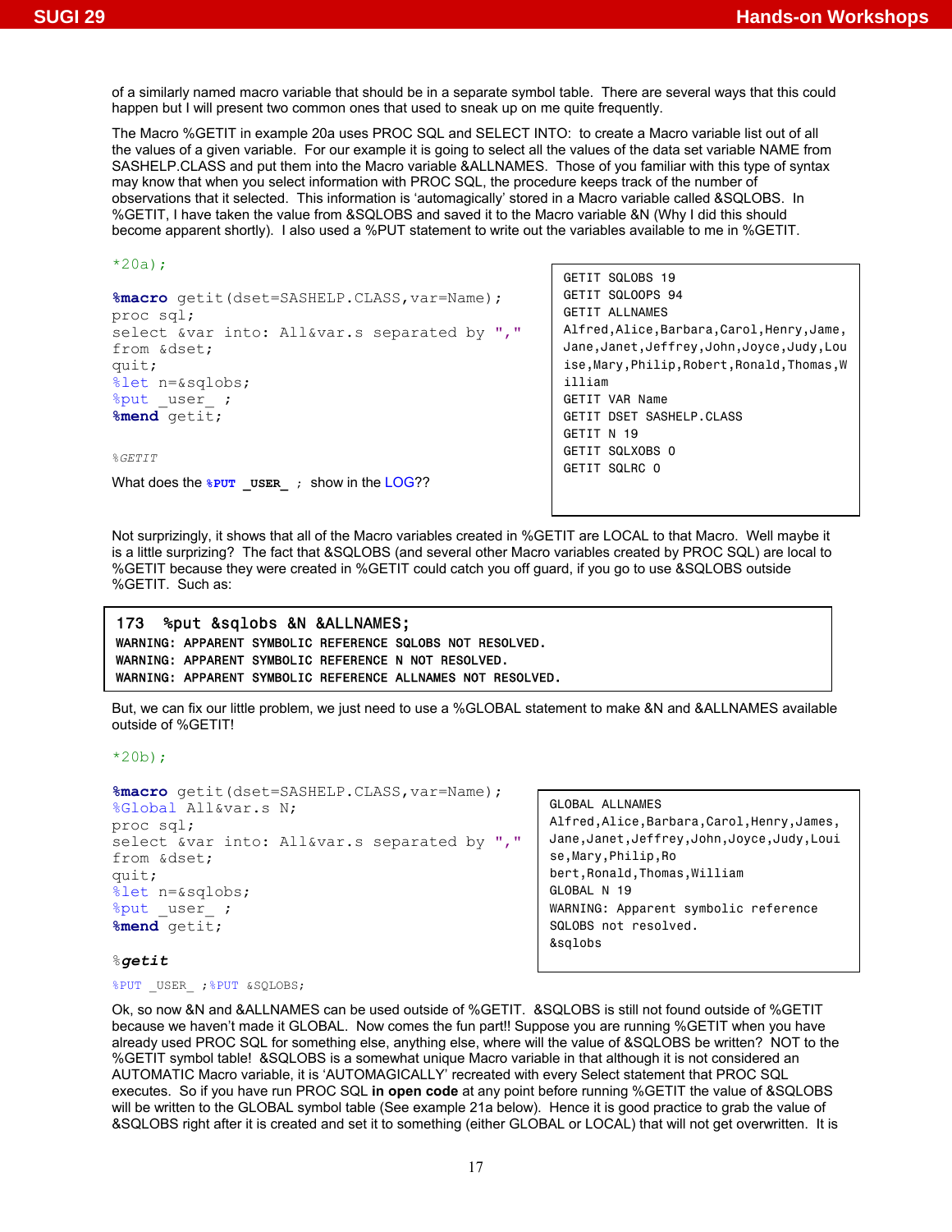of a similarly named macro variable that should be in a separate symbol table. There are several ways that this could happen but I will present two common ones that used to sneak up on me quite frequently.

The Macro %GETIT in example 20a uses PROC SQL and SELECT INTO: to create a Macro variable list out of all the values of a given variable. For our example it is going to select all the values of the data set variable NAME from SASHELP.CLASS and put them into the Macro variable &ALLNAMES. Those of you familiar with this type of syntax may know that when you select information with PROC SQL, the procedure keeps track of the number of observations that it selected. This information is 'automagically' stored in a Macro variable called &SQLOBS. In %GETIT, I have taken the value from &SQLOBS and saved it to the Macro variable &N (Why I did this should become apparent shortly). I also used a %PUT statement to write out the variables available to me in %GETIT.

```
*20a);

%macro getit(dset=SASHELP.CLASS,var=Name);
proc sql;
select &var into: All&var.s separated by ","
from &dset;
quit;
%let n=&sqlobs;
%put _user_ ;
%mend getit;

%GETIT
```

What does the `%PUT _USER_ ;` show in the LOG??

```
GETIT SQLOBS 19
GETIT SQLOOPS 94
GETIT ALLNAMES
Alfred,Alice,Barbara,Carol,Henry,Jame,
Jane,Janet,Jeffrey,John,Joyce,Judy,Lou
ise,Mary,Philip,Robert,Ronald,Thomas,W
illiam
GETIT VAR Name
GETIT DSET SASHELP.CLASS
GETIT N 19
GETIT SQLXOBS 0
GETIT SQLRC 0
```

Not surprizingly, it shows that all of the Macro variables created in %GETIT are LOCAL to that Macro. Well maybe it is a little surprizing? The fact that &SQLOBS (and several other Macro variables created by PROC SQL) are local to %GETIT because they were created in %GETIT could catch you off guard, if you go to use &SQLOBS outside %GETIT. Such as:

```
173  %put &sqlobs &N &ALLNAMES;
WARNING: APPARENT SYMBOLIC REFERENCE SQLOBS NOT RESOLVED.
WARNING: APPARENT SYMBOLIC REFERENCE N NOT RESOLVED.
WARNING: APPARENT SYMBOLIC REFERENCE ALLNAMES NOT RESOLVED.
```

But, we can fix our little problem, we just need to use a %GLOBAL statement to make &N and &ALLNAMES available outside of %GETIT!

```
*20b);

%macro getit(dset=SASHELP.CLASS,var=Name);
%Global All&var.s N;
proc sql;
select &var into: All&var.s separated by ","
from &dset;
quit;
%let n=&sqlobs;
%put _user_ ;
%mend getit;

%getit

%PUT _USER_ ;%PUT &SQLOBS;
```

```
GLOBAL ALLNAMES
Alfred,Alice,Barbara,Carol,Henry,James,
Jane,Janet,Jeffrey,John,Joyce,Judy,Loui
se,Mary,Philip,Ro
bert,Ronald,Thomas,William
GLOBAL N 19
WARNING: Apparent symbolic reference
SQLOBS not resolved.
&sqlobs
```

Ok, so now &N and &ALLNAMES can be used outside of %GETIT. &SQLOBS is still not found outside of %GETIT because we haven't made it GLOBAL. Now comes the fun part!! Suppose you are running %GETIT when you have already used PROC SQL for something else, anything else, where will the value of &SQLOBS be written? NOT to the %GETIT symbol table! &SQLOBS is a somewhat unique Macro variable in that although it is not considered an AUTOMATIC Macro variable, it is 'AUTOMAGICALLY' recreated with every Select statement that PROC SQL executes. So if you have run PROC SQL **in open code** at any point before running %GETIT the value of &SQLOBS will be written to the GLOBAL symbol table (See example 21a below). Hence it is good practice to grab the value of &SQLOBS right after it is created and set it to something (either GLOBAL or LOCAL) that will not get overwritten. It is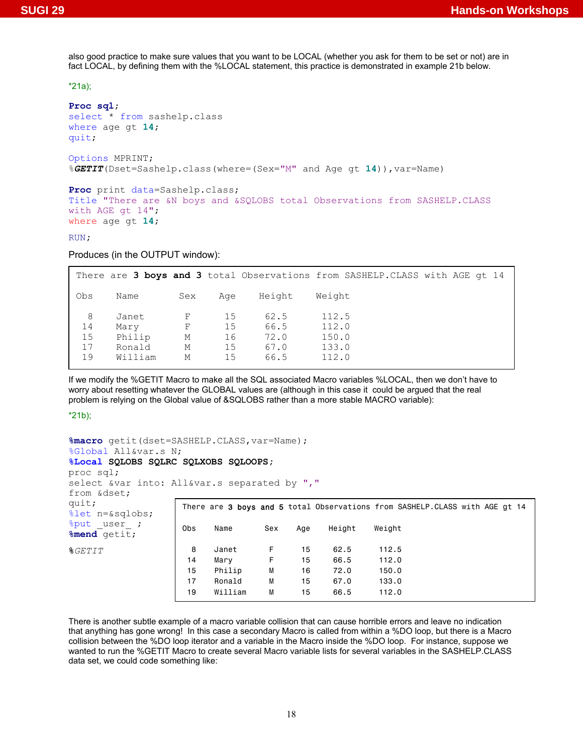also good practice to make sure values that you want to be LOCAL (whether you ask for them to be set or not) are in fact LOCAL, by defining them with the %LOCAL statement, this practice is demonstrated in example 21b below.

*21a);

```
Proc sql;
select * from sashelp.class
where age gt 14;
quit;

Options MPRINT;
%GETIT(Dset=Sashelp.class(where=(Sex="M" and Age gt 14)),var=Name)

Proc print data=Sashelp.class;
Title "There are &N boys and &SQLOBS total Observations from SASHELP.CLASS
with AGE gt 14";
where age gt 14;

RUN;
```

Produces (in the OUTPUT window):

```
There are 3 boys and 3 total Observations from SASHELP.CLASS with AGE gt 14

Obs    Name       Sex    Age    Height    Weight

  8    Janet       F      15     62.5      112.5
 14    Mary        F      15     66.5      112.0
 15    Philip      M      16     72.0      150.0
 17    Ronald      M      15     67.0      133.0
 19    William     M      15     66.5      112.0
```

If we modify the %GETIT Macro to make all the SQL associated Macro variables %LOCAL, then we don't have to worry about resetting whatever the GLOBAL values are (although in this case it could be argued that the real problem is relying on the Global value of &SQLOBS rather than a more stable MACRO variable):

*21b);

```
%macro getit(dset=SASHELP.CLASS,var=Name);
%Global All&var.s N;
%Local SQLOBS SQLRC SQLXOBS SQLOOPS;
proc sql;
select &var into: All&var.s separated by ","
from &dset;
quit;
%let n=&sqlobs;
%put _user_ ;
%mend getit;

%GETIT
```

```
There are 3 boys and 5 total Observations from SASHELP.CLASS with AGE gt 14

Obs    Name       Sex    Age    Height    Weight

  8    Janet       F      15     62.5      112.5
 14    Mary        F      15     66.5      112.0
 15    Philip      M      16     72.0      150.0
 17    Ronald      M      15     67.0      133.0
 19    William     M      15     66.5      112.0
```

There is another subtle example of a macro variable collision that can cause horrible errors and leave no indication that anything has gone wrong! In this case a secondary Macro is called from within a %DO loop, but there is a Macro collision between the %DO loop iterator and a variable in the Macro inside the %DO loop. For instance, suppose we wanted to run the %GETIT Macro to create several Macro variable lists for several variables in the SASHELP.CLASS data set, we could code something like: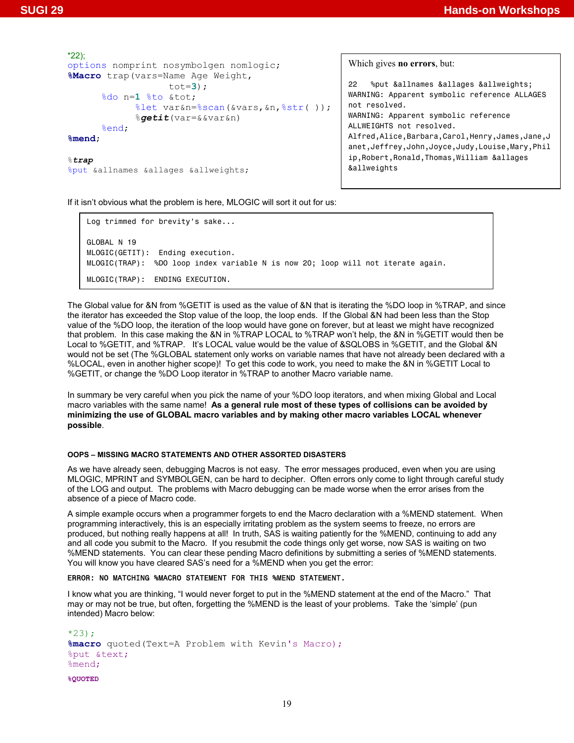```
*22);
options nomprint nosymbolgen nomlogic;
%Macro trap(vars=Name Age Weight,
            tot=3);
      %do n=1 %to &tot;
            %let var&n=%scan(&vars,&n,%str( ));
            %getit(var=&&var&n)
      %end;
%mend;

%trap
%put &allnames &allages &allweights;
```

Which gives **no errors**, but:

```
22   %put &allnames &allages &allweights;
WARNING: Apparent symbolic reference ALLAGES
not resolved.
WARNING: Apparent symbolic reference
ALLWEIGHTS not resolved.
Alfred,Alice,Barbara,Carol,Henry,James,Jane,J
anet,Jeffrey,John,Joyce,Judy,Louise,Mary,Phil
ip,Robert,Ronald,Thomas,William &allages
&allweights
```

If it isn't obvious what the problem is here, MLOGIC will sort it out for us:

```
Log trimmed for brevity's sake...

GLOBAL N 19
MLOGIC(GETIT):  Ending execution.
MLOGIC(TRAP):  %DO loop index variable N is now 20; loop will not iterate again.
MLOGIC(TRAP):  ENDING EXECUTION.
```

The Global value for &N from %GETIT is used as the value of &N that is iterating the %DO loop in %TRAP, and since the iterator has exceeded the Stop value of the loop, the loop ends. If the Global &N had been less than the Stop value of the %DO loop, the iteration of the loop would have gone on forever, but at least we might have recognized that problem. In this case making the &N in %TRAP LOCAL to %TRAP won't help, the &N in %GETIT will then be Local to %GETIT, and %TRAP. It's LOCAL value would be the value of &SQLOBS in %GETIT, and the Global &N would not be set (The %GLOBAL statement only works on variable names that have not already been declared with a %LOCAL, even in another higher scope)! To get this code to work, you need to make the &N in %GETIT Local to %GETIT, or change the %DO Loop iterator in %TRAP to another Macro variable name.

In summary be very careful when you pick the name of your %DO loop iterators, and when mixing Global and Local macro variables with the same name! **As a general rule most of these types of collisions can be avoided by minimizing the use of GLOBAL macro variables and by making other macro variables LOCAL whenever possible**.

### OOPS – MISSING MACRO STATEMENTS AND OTHER ASSORTED DISASTERS

As we have already seen, debugging Macros is not easy. The error messages produced, even when you are using MLOGIC, MPRINT and SYMBOLGEN, can be hard to decipher. Often errors only come to light through careful study of the LOG and output. The problems with Macro debugging can be made worse when the error arises from the absence of a piece of Macro code.

A simple example occurs when a programmer forgets to end the Macro declaration with a %MEND statement. When programming interactively, this is an especially irritating problem as the system seems to freeze, no errors are produced, but nothing really happens at all! In truth, SAS is waiting patiently for the %MEND, continuing to add any and all code you submit to the Macro. If you resubmit the code things only get worse, now SAS is waiting on two %MEND statements. You can clear these pending Macro definitions by submitting a series of %MEND statements. You will know you have cleared SAS's need for a %MEND when you get the error:

```
ERROR: NO MATCHING %MACRO STATEMENT FOR THIS %MEND STATEMENT.
```

I know what you are thinking, "I would never forget to put in the %MEND statement at the end of the Macro." That may or may not be true, but often, forgetting the %MEND is the least of your problems. Take the 'simple' (pun intended) Macro below:

```
*23);
%macro quoted(Text=A Problem with Kevin's Macro);
%put &text;
%mend;

%QUOTED
```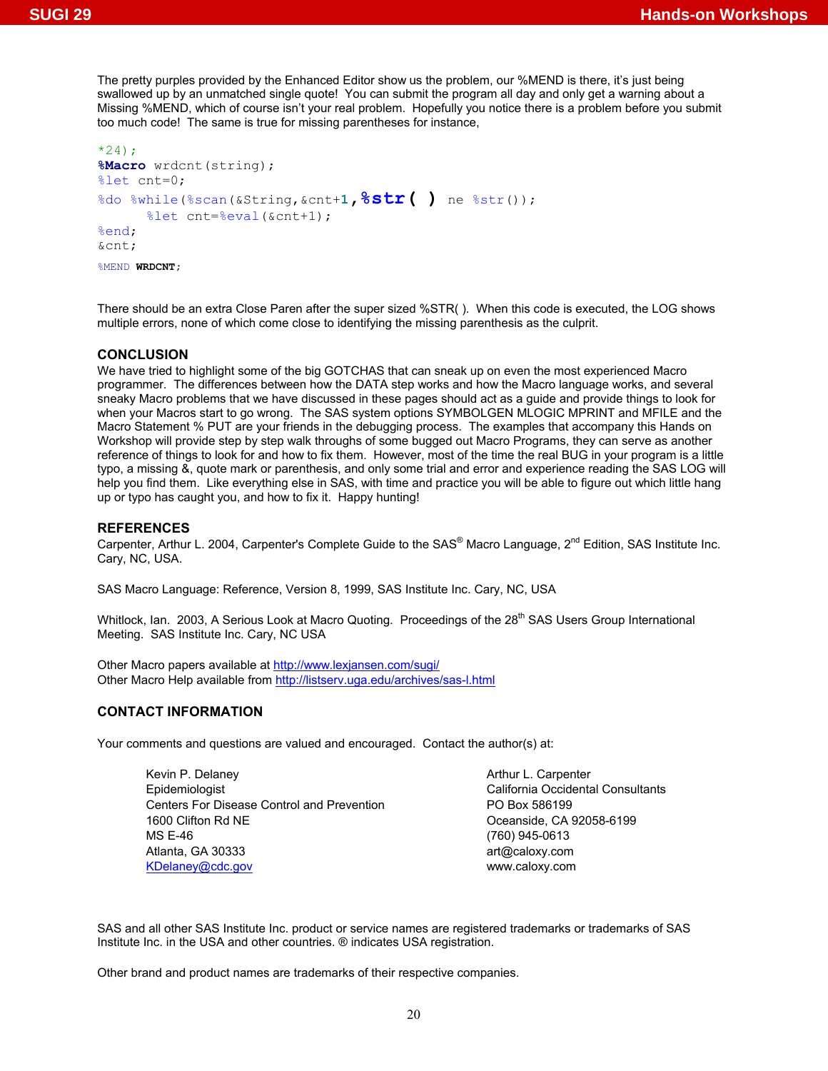The pretty purples provided by the Enhanced Editor show us the problem, our %MEND is there, it's just being swallowed up by an unmatched single quote! You can submit the program all day and only get a warning about a Missing %MEND, which of course isn't your real problem. Hopefully you notice there is a problem before you submit too much code! The same is true for missing parentheses for instance,

```
*24);
%Macro wrdcnt(string);
%let cnt=0;
%do %while(%scan(&String,&cnt+1,%str( ) ne %str());
      %let cnt=%eval(&cnt+1);
%end;
&cnt;
%MEND WRDCNT;
```

There should be an extra Close Paren after the super sized %STR( ). When this code is executed, the LOG shows multiple errors, none of which come close to identifying the missing parenthesis as the culprit.

## CONCLUSION

We have tried to highlight some of the big GOTCHAS that can sneak up on even the most experienced Macro programmer. The differences between how the DATA step works and how the Macro language works, and several sneaky Macro problems that we have discussed in these pages should act as a guide and provide things to look for when your Macros start to go wrong. The SAS system options SYMBOLGEN MLOGIC MPRINT and MFILE and the Macro Statement % PUT are your friends in the debugging process. The examples that accompany this Hands on Workshop will provide step by step walk throughs of some bugged out Macro Programs, they can serve as another reference of things to look for and how to fix them. However, most of the time the real BUG in your program is a little typo, a missing &, quote mark or parenthesis, and only some trial and error and experience reading the SAS LOG will help you find them. Like everything else in SAS, with time and practice you will be able to figure out which little hang up or typo has caught you, and how to fix it. Happy hunting!

## REFERENCES

Carpenter, Arthur L. 2004, Carpenter's Complete Guide to the SAS® Macro Language, 2nd Edition, SAS Institute Inc. Cary, NC, USA.

SAS Macro Language: Reference, Version 8, 1999, SAS Institute Inc. Cary, NC, USA

Whitlock, Ian. 2003, A Serious Look at Macro Quoting. Proceedings of the 28th SAS Users Group International Meeting. SAS Institute Inc. Cary, NC USA

Other Macro papers available at http://www.lexjansen.com/sugi/
Other Macro Help available from http://listserv.uga.edu/archives/sas-l.html

## CONTACT INFORMATION

Your comments and questions are valued and encouraged. Contact the author(s) at:

Kevin P. Delaney
Epidemiologist
Centers For Disease Control and Prevention
1600 Clifton Rd NE
MS E-46
Atlanta, GA 30333
KDelaney@cdc.gov

Arthur L. Carpenter
California Occidental Consultants
PO Box 586199
Oceanside, CA 92058-6199
(760) 945-0613
art@caloxy.com
www.caloxy.com

SAS and all other SAS Institute Inc. product or service names are registered trademarks or trademarks of SAS Institute Inc. in the USA and other countries. ® indicates USA registration.

Other brand and product names are trademarks of their respective companies.